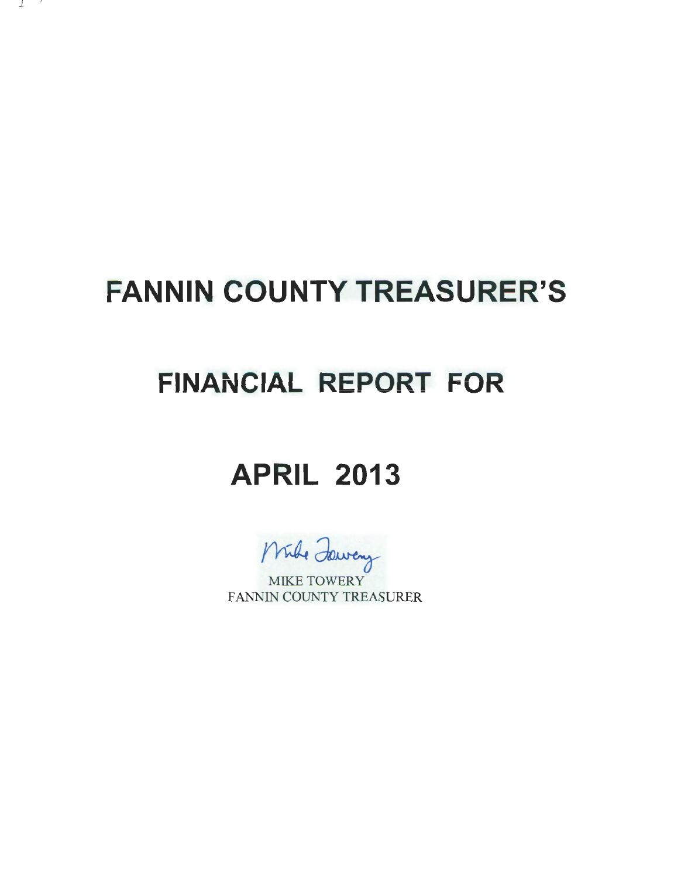# FANNIN COUNTY TREASURER'S

# FINANCIAL REPORT FOR

# APRIL 2013

Mike Towery

MIKE TOWERY
FANNIN COUNTY TREASURER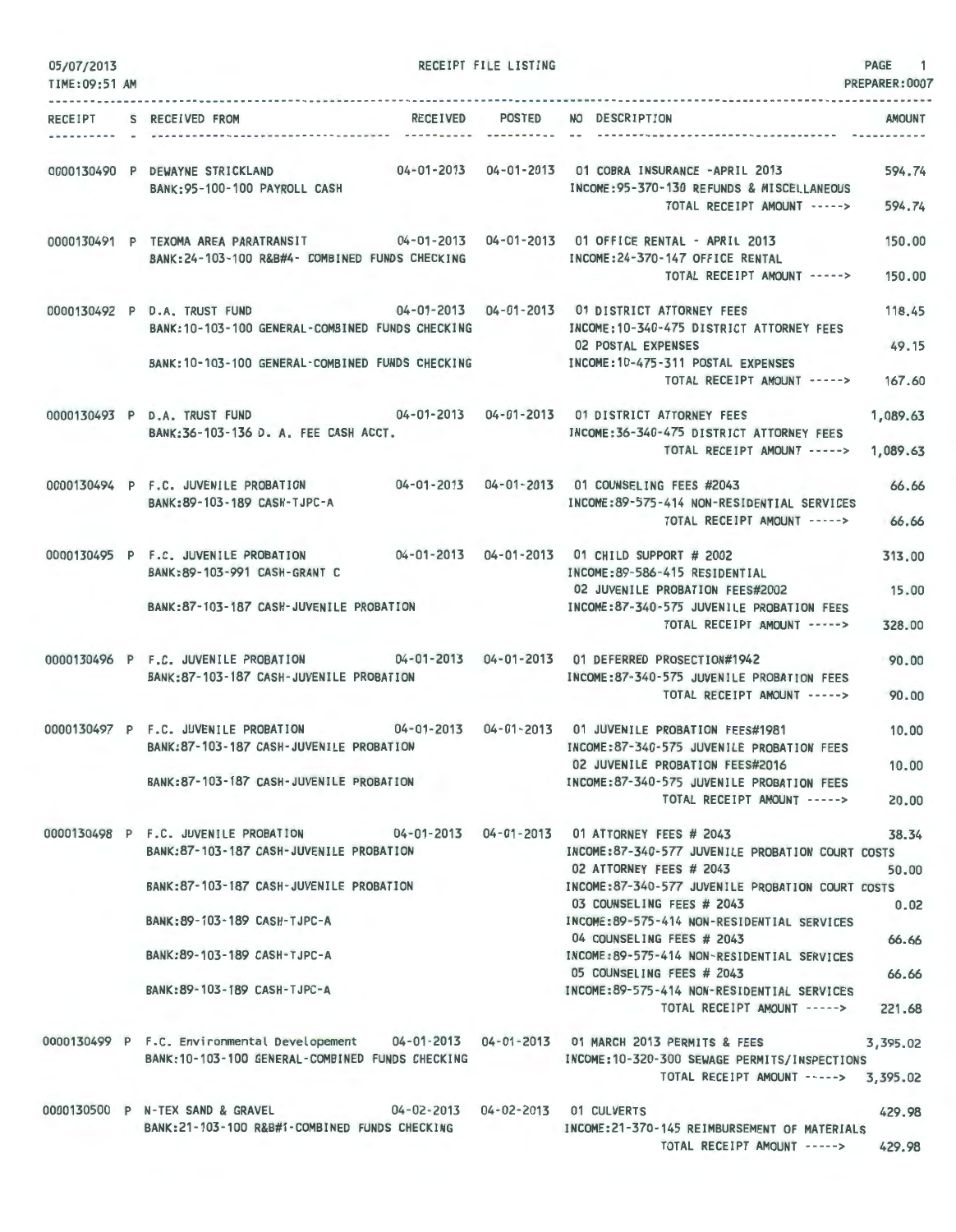05/07/2013 RECEIPT FILE LISTING PREPARER:0007

TIME:09:51 AM

| RECEIPT | S | RECEIVED FROM | RECEIVED | POSTED | NO | DESCRIPTION | AMOUNT |
|---|---|---|---|---|---|---|---|
| 0000130490 | P | DEWAYNE STRICKLAND | 04-01-2013 | 04-01-2013 | 01 | COBRA INSURANCE -APRIL 2013 | 594.74 |
| | | BANK:95-100-100 PAYROLL CASH | | | | INCOME:95-370-130 REFUNDS & MISCELLANEOUS | |
| | | | | | | TOTAL RECEIPT AMOUNT -----> | 594.74 |
| 0000130491 | P | TEXOMA AREA PARATRANSIT | 04-01-2013 | 04-01-2013 | 01 | OFFICE RENTAL - APRIL 2013 | 150.00 |
| | | BANK:24-103-100 R&B#4- COMBINED FUNDS CHECKING | | | | INCOME:24-370-147 OFFICE RENTAL | |
| | | | | | | TOTAL RECEIPT AMOUNT -----> | 150.00 |
| 0000130492 | P | D.A. TRUST FUND | 04-01-2013 | 04-01-2013 | 01 | DISTRICT ATTORNEY FEES | 118.45 |
| | | BANK:10-103-100 GENERAL-COMBINED FUNDS CHECKING | | | | INCOME:10-340-475 DISTRICT ATTORNEY FEES | |
| | | | | | 02 | POSTAL EXPENSES | 49.15 |
| | | BANK:10-103-100 GENERAL-COMBINED FUNDS CHECKING | | | | INCOME:10-475-311 POSTAL EXPENSES | |
| | | | | | | TOTAL RECEIPT AMOUNT -----> | 167.60 |
| 0000130493 | P | D.A. TRUST FUND | 04-01-2013 | 04-01-2013 | 01 | DISTRICT ATTORNEY FEES | 1,089.63 |
| | | BANK:36-103-136 D. A. FEE CASH ACCT. | | | | INCOME:36-340-475 DISTRICT ATTORNEY FEES | |
| | | | | | | TOTAL RECEIPT AMOUNT -----> | 1,089.63 |
| 0000130494 | P | F.C. JUVENILE PROBATION | 04-01-2013 | 04-01-2013 | 01 | COUNSELING FEES #2043 | 66.66 |
| | | BANK:89-103-189 CASH-TJPC-A | | | | INCOME:89-575-414 NON-RESIDENTIAL SERVICES | |
| | | | | | | TOTAL RECEIPT AMOUNT -----> | 66.66 |
| 0000130495 | P | F.C. JUVENILE PROBATION | 04-01-2013 | 04-01-2013 | 01 | CHILD SUPPORT # 2002 | 313.00 |
| | | BANK:89-103-991 CASH-GRANT C | | | | INCOME:89-586-415 RESIDENTIAL | |
| | | | | | 02 | JUVENILE PROBATION FEES#2002 | 15.00 |
| | | BANK:87-103-187 CASH-JUVENILE PROBATION | | | | INCOME:87-340-575 JUVENILE PROBATION FEES | |
| | | | | | | TOTAL RECEIPT AMOUNT -----> | 328.00 |
| 0000130496 | P | F.C. JUVENILE PROBATION | 04-01-2013 | 04-01-2013 | 01 | DEFERRED PROSECTION#1942 | 90.00 |
| | | BANK:87-103-187 CASH-JUVENILE PROBATION | | | | INCOME:87-340-575 JUVENILE PROBATION FEES | |
| | | | | | | TOTAL RECEIPT AMOUNT -----> | 90.00 |
| 0000130497 | P | F.C. JUVENILE PROBATION | 04-01-2013 | 04-01-2013 | 01 | JUVENILE PROBATION FEES#1981 | 10.00 |
| | | BANK:87-103-187 CASH-JUVENILE PROBATION | | | | INCOME:87-340-575 JUVENILE PROBATION FEES | |
| | | | | | 02 | JUVENILE PROBATION FEES#2016 | 10.00 |
| | | BANK:87-103-187 CASH-JUVENILE PROBATION | | | | INCOME:87-340-575 JUVENILE PROBATION FEES | |
| | | | | | | TOTAL RECEIPT AMOUNT -----> | 20.00 |
| 0000130498 | P | F.C. JUVENILE PROBATION | 04-01-2013 | 04-01-2013 | 01 | ATTORNEY FEES # 2043 | 38.34 |
| | | BANK:87-103-187 CASH-JUVENILE PROBATION | | | | INCOME:87-340-577 JUVENILE PROBATION COURT COSTS | |
| | | | | | 02 | ATTORNEY FEES # 2043 | 50.00 |
| | | BANK:87-103-187 CASH-JUVENILE PROBATION | | | | INCOME:87-340-577 JUVENILE PROBATION COURT COSTS | |
| | | | | | 03 | COUNSELING FEES # 2043 | 0.02 |
| | | BANK:89-103-189 CASH-TJPC-A | | | | INCOME:89-575-414 NON-RESIDENTIAL SERVICES | |
| | | | | | 04 | COUNSELING FEES # 2043 | 66.66 |
| | | BANK:89-103-189 CASH-TJPC-A | | | | INCOME:89-575-414 NON-RESIDENTIAL SERVICES | |
| | | | | | 05 | COUNSELING FEES # 2043 | 66.66 |
| | | BANK:89-103-189 CASH-TJPC-A | | | | INCOME:89-575-414 NON-RESIDENTIAL SERVICES | |
| | | | | | | TOTAL RECEIPT AMOUNT -----> | 221.68 |
| 0000130499 | P | F.C. Environmental Developement | 04-01-2013 | 04-01-2013 | 01 | MARCH 2013 PERMITS & FEES | 3,395.02 |
| | | BANK:10-103-100 GENERAL-COMBINED FUNDS CHECKING | | | | INCOME:10-320-300 SEWAGE PERMITS/INSPECTIONS | |
| | | | | | | TOTAL RECEIPT AMOUNT -----> | 3,395.02 |
| 0000130500 | P | N-TEX SAND & GRAVEL | 04-02-2013 | 04-02-2013 | 01 | CULVERTS | 429.98 |
| | | BANK:21-103-100 R&B#1-COMBINED FUNDS CHECKING | | | | INCOME:21-370-145 REIMBURSEMENT OF MATERIALS | |
| | | | | | | TOTAL RECEIPT AMOUNT -----> | 429.98 |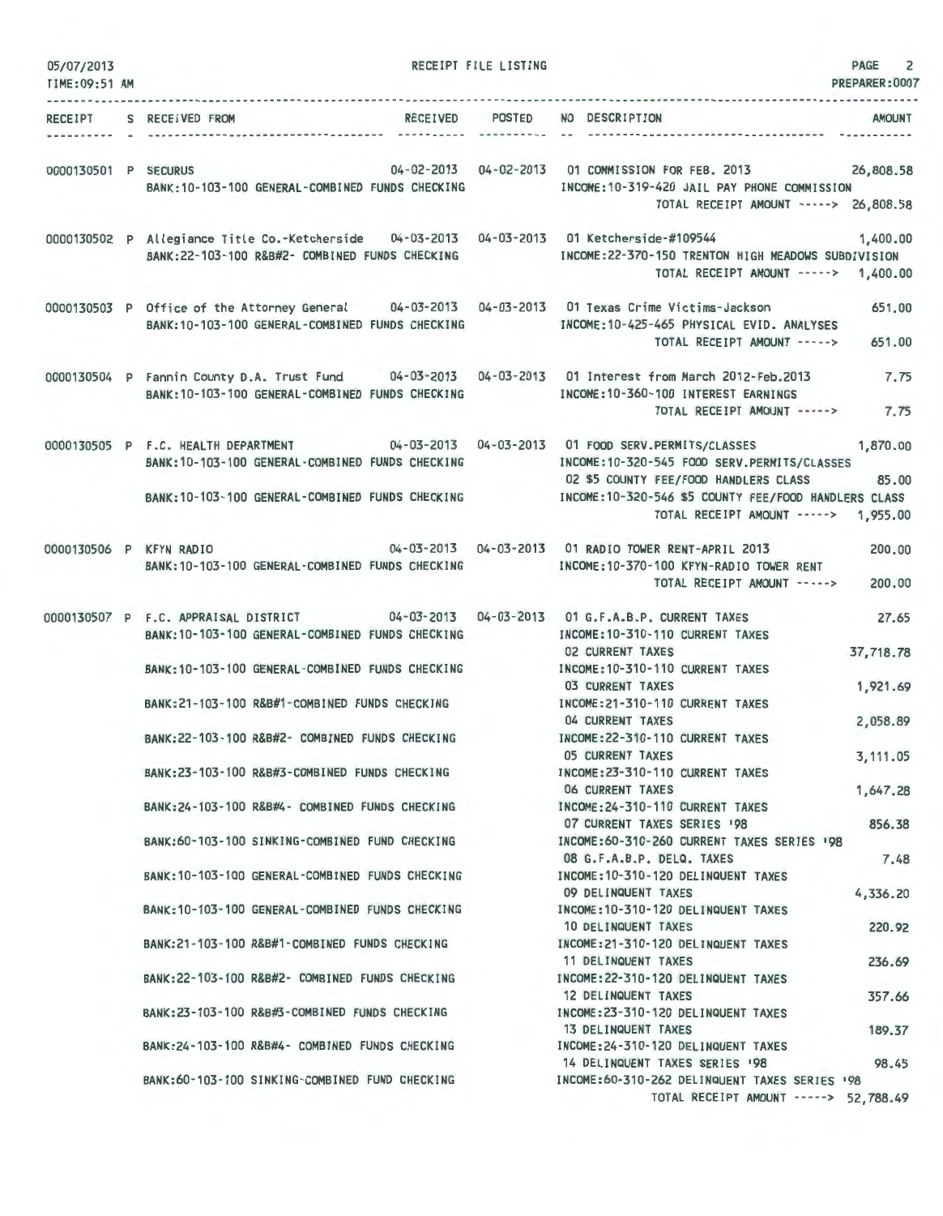05/07/2013 RECEIPT FILE LISTING
TIME:09:51 AM PREPARER:0007

| RECEIPT | S | RECEIVED FROM | RECEIVED | POSTED | NO DESCRIPTION | AMOUNT |
|---|---|---|---|---|---|---|
| 0000130501 | P | SECURUS | 04-02-2013 | 04-02-2013 | 01 COMMISSION FOR FEB. 2013 | 26,808.58 |
| | | BANK:10-103-100 GENERAL-COMBINED FUNDS CHECKING | | | INCOME:10-319-420 JAIL PAY PHONE COMMISSION | |
| | | | | | TOTAL RECEIPT AMOUNT -----> | 26,808.58 |
| 0000130502 | P | Allegiance Title Co.-Ketcherside | 04-03-2013 | 04-03-2013 | 01 Ketcherside-#109544 | 1,400.00 |
| | | BANK:22-103-100 R&B#2- COMBINED FUNDS CHECKING | | | INCOME:22-370-150 TRENTON HIGH MEADOWS SUBDIVISION | |
| | | | | | TOTAL RECEIPT AMOUNT -----> | 1,400.00 |
| 0000130503 | P | Office of the Attorney General | 04-03-2013 | 04-03-2013 | 01 Texas Crime Victims-Jackson | 651.00 |
| | | BANK:10-103-100 GENERAL-COMBINED FUNDS CHECKING | | | INCOME:10-425-465 PHYSICAL EVID. ANALYSES | |
| | | | | | TOTAL RECEIPT AMOUNT -----> | 651.00 |
| 0000130504 | P | Fannin County D.A. Trust Fund | 04-03-2013 | 04-03-2013 | 01 Interest from March 2012-Feb.2013 | 7.75 |
| | | BANK:10-103-100 GENERAL-COMBINED FUNDS CHECKING | | | INCOME:10-360-100 INTEREST EARNINGS | |
| | | | | | TOTAL RECEIPT AMOUNT -----> | 7.75 |
| 0000130505 | P | F.C. HEALTH DEPARTMENT | 04-03-2013 | 04-03-2013 | 01 FOOD SERV.PERMITS/CLASSES | 1,870.00 |
| | | BANK:10-103-100 GENERAL-COMBINED FUNDS CHECKING | | | INCOME:10-320-545 FOOD SERV.PERMITS/CLASSES | |
| | | | | | 02 $5 COUNTY FEE/FOOD HANDLERS CLASS | 85.00 |
| | | BANK:10-103-100 GENERAL-COMBINED FUNDS CHECKING | | | INCOME:10-320-546 $5 COUNTY FEE/FOOD HANDLERS CLASS | |
| | | | | | TOTAL RECEIPT AMOUNT -----> | 1,955.00 |
| 0000130506 | P | KFYN RADIO | 04-03-2013 | 04-03-2013 | 01 RADIO TOWER RENT-APRIL 2013 | 200.00 |
| | | BANK:10-103-100 GENERAL-COMBINED FUNDS CHECKING | | | INCOME:10-370-100 KFYN-RADIO TOWER RENT | |
| | | | | | TOTAL RECEIPT AMOUNT -----> | 200.00 |
| 0000130507 | P | F.C. APPRAISAL DISTRICT | 04-03-2013 | 04-03-2013 | 01 G.F.A.B.P. CURRENT TAXES | 27.65 |
| | | BANK:10-103-100 GENERAL-COMBINED FUNDS CHECKING | | | INCOME:10-310-110 CURRENT TAXES | |
| | | | | | 02 CURRENT TAXES | 37,718.78 |
| | | BANK:10-103-100 GENERAL-COMBINED FUNDS CHECKING | | | INCOME:10-310-110 CURRENT TAXES | |
| | | | | | 03 CURRENT TAXES | 1,921.69 |
| | | BANK:21-103-100 R&B#1-COMBINED FUNDS CHECKING | | | INCOME:21-310-110 CURRENT TAXES | |
| | | | | | 04 CURRENT TAXES | 2,058.89 |
| | | BANK:22-103-100 R&B#2- COMBINED FUNDS CHECKING | | | INCOME:22-310-110 CURRENT TAXES | |
| | | | | | 05 CURRENT TAXES | 3,111.05 |
| | | BANK:23-103-100 R&B#3-COMBINED FUNDS CHECKING | | | INCOME:23-310-110 CURRENT TAXES | |
| | | | | | 06 CURRENT TAXES | 1,647.28 |
| | | BANK:24-103-100 R&B#4- COMBINED FUNDS CHECKING | | | INCOME:24-310-110 CURRENT TAXES | |
| | | | | | 07 CURRENT TAXES SERIES '98 | 856.38 |
| | | BANK:60-103-100 SINKING-COMBINED FUND CHECKING | | | INCOME:60-310-260 CURRENT TAXES SERIES '98 | |
| | | | | | 08 G.F.A.B.P. DELQ. TAXES | 7.48 |
| | | BANK:10-103-100 GENERAL-COMBINED FUNDS CHECKING | | | INCOME:10-310-120 DELINQUENT TAXES | |
| | | | | | 09 DELINQUENT TAXES | 4,336.20 |
| | | BANK:10-103-100 GENERAL-COMBINED FUNDS CHECKING | | | INCOME:10-310-120 DELINQUENT TAXES | |
| | | | | | 10 DELINQUENT TAXES | 220.92 |
| | | BANK:21-103-100 R&B#1-COMBINED FUNDS CHECKING | | | INCOME:21-310-120 DELINQUENT TAXES | |
| | | | | | 11 DELINQUENT TAXES | 236.69 |
| | | BANK:22-103-100 R&B#2- COMBINED FUNDS CHECKING | | | INCOME:22-310-120 DELINQUENT TAXES | |
| | | | | | 12 DELINQUENT TAXES | 357.66 |
| | | BANK:23-103-100 R&B#3-COMBINED FUNDS CHECKING | | | INCOME:23-310-120 DELINQUENT TAXES | |
| | | | | | 13 DELINQUENT TAXES | 189.37 |
| | | BANK:24-103-100 R&B#4- COMBINED FUNDS CHECKING | | | INCOME:24-310-120 DELINQUENT TAXES | |
| | | | | | 14 DELINQUENT TAXES SERIES '98 | 98.45 |
| | | BANK:60-103-100 SINKING-COMBINED FUND CHECKING | | | INCOME:60-310-262 DELINQUENT TAXES SERIES '98 | |
| | | | | | TOTAL RECEIPT AMOUNT -----> | 52,788.49 |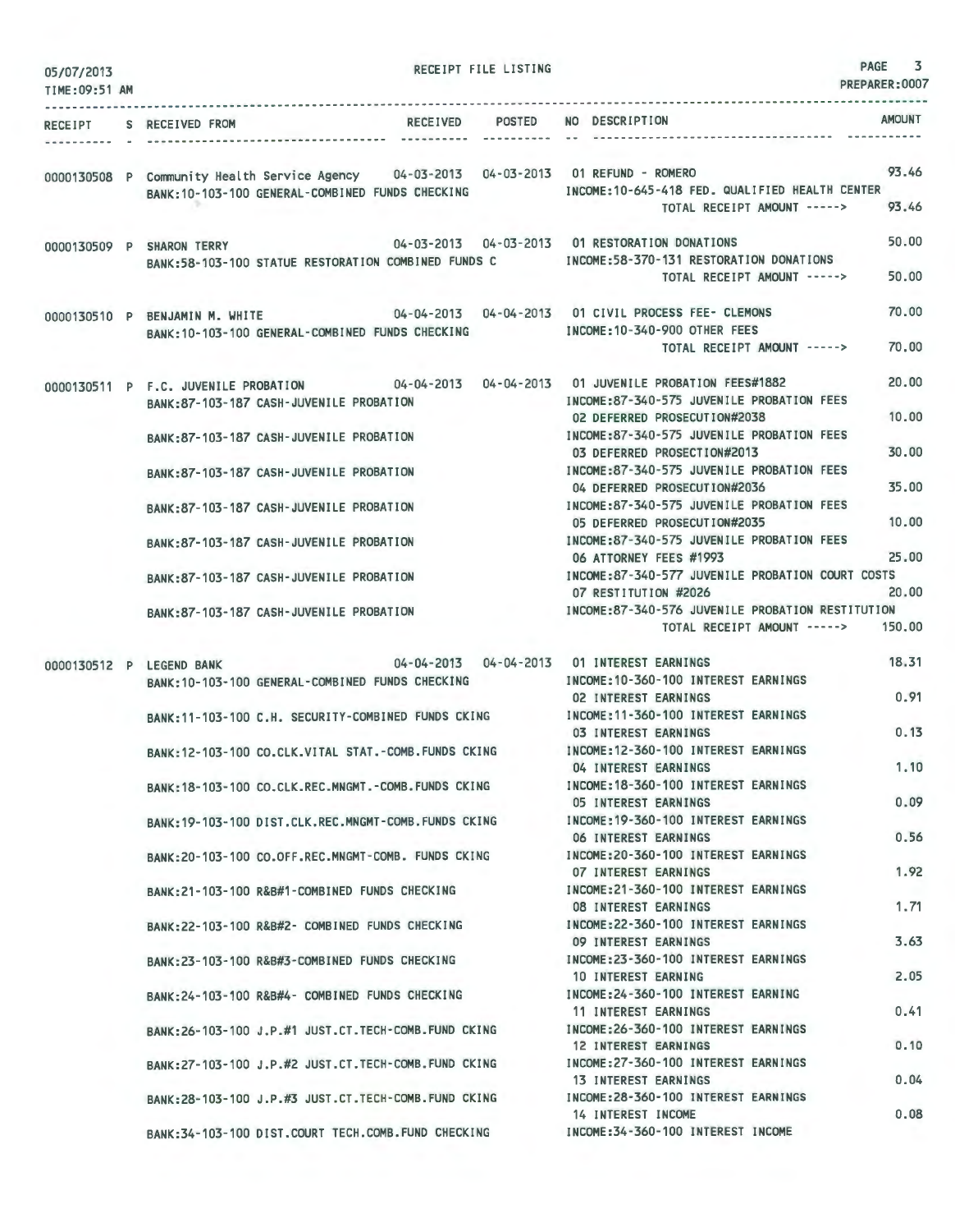05/07/2013 RECEIPT FILE LISTING PREPARER:0007
TIME:09:51 AM

| RECEIPT | S | RECEIVED FROM | RECEIVED | POSTED | NO | DESCRIPTION | AMOUNT |
|---|---|---|---|---|---|---|---|
| 0000130508 | P | Community Health Service Agency | 04-03-2013 | 04-03-2013 | 01 | REFUND - ROMERO | 93.46 |
| | | BANK:10-103-100 GENERAL-COMBINED FUNDS CHECKING | | | | INCOME:10-645-418 FED. QUALIFIED HEALTH CENTER | |
| | | | | | | TOTAL RECEIPT AMOUNT -----> | 93.46 |
| 0000130509 | P | SHARON TERRY | 04-03-2013 | 04-03-2013 | 01 | RESTORATION DONATIONS | 50.00 |
| | | BANK:58-103-100 STATUE RESTORATION COMBINED FUNDS C | | | | INCOME:58-370-131 RESTORATION DONATIONS | |
| | | | | | | TOTAL RECEIPT AMOUNT -----> | 50.00 |
| 0000130510 | P | BENJAMIN M. WHITE | 04-04-2013 | 04-04-2013 | 01 | CIVIL PROCESS FEE- CLEMONS | 70.00 |
| | | BANK:10-103-100 GENERAL-COMBINED FUNDS CHECKING | | | | INCOME:10-340-900 OTHER FEES | |
| | | | | | | TOTAL RECEIPT AMOUNT -----> | 70.00 |
| 0000130511 | P | F.C. JUVENILE PROBATION | 04-04-2013 | 04-04-2013 | 01 | JUVENILE PROBATION FEES#1882 | 20.00 |
| | | BANK:87-103-187 CASH-JUVENILE PROBATION | | | | INCOME:87-340-575 JUVENILE PROBATION FEES | |
| | | | | | 02 | DEFERRED PROSECUTION#2038 | 10.00 |
| | | BANK:87-103-187 CASH-JUVENILE PROBATION | | | | INCOME:87-340-575 JUVENILE PROBATION FEES | |
| | | | | | 03 | DEFERRED PROSECTION#2013 | 30.00 |
| | | BANK:87-103-187 CASH-JUVENILE PROBATION | | | | INCOME:87-340-575 JUVENILE PROBATION FEES | |
| | | | | | 04 | DEFERRED PROSECUTION#2036 | 35.00 |
| | | BANK:87-103-187 CASH-JUVENILE PROBATION | | | | INCOME:87-340-575 JUVENILE PROBATION FEES | |
| | | | | | 05 | DEFERRED PROSECUTION#2035 | 10.00 |
| | | BANK:87-103-187 CASH-JUVENILE PROBATION | | | | INCOME:87-340-575 JUVENILE PROBATION FEES | |
| | | | | | 06 | ATTORNEY FEES #1993 | 25.00 |
| | | BANK:87-103-187 CASH-JUVENILE PROBATION | | | | INCOME:87-340-577 JUVENILE PROBATION COURT COSTS | |
| | | | | | 07 | RESTITUTION #2026 | 20.00 |
| | | BANK:87-103-187 CASH-JUVENILE PROBATION | | | | INCOME:87-340-576 JUVENILE PROBATION RESTITUTION | |
| | | | | | | TOTAL RECEIPT AMOUNT -----> | 150.00 |
| 0000130512 | P | LEGEND BANK | 04-04-2013 | 04-04-2013 | 01 | INTEREST EARNINGS | 18.31 |
| | | BANK:10-103-100 GENERAL-COMBINED FUNDS CHECKING | | | | INCOME:10-360-100 INTEREST EARNINGS | |
| | | | | | 02 | INTEREST EARNINGS | 0.91 |
| | | BANK:11-103-100 C.H. SECURITY-COMBINED FUNDS CKING | | | | INCOME:11-360-100 INTEREST EARNINGS | |
| | | | | | 03 | INTEREST EARNINGS | 0.13 |
| | | BANK:12-103-100 CO.CLK.VITAL STAT.-COMB.FUNDS CKING | | | | INCOME:12-360-100 INTEREST EARNINGS | |
| | | | | | 04 | INTEREST EARNINGS | 1.10 |
| | | BANK:18-103-100 CO.CLK.REC.MNGMT.-COMB.FUNDS CKING | | | | INCOME:18-360-100 INTEREST EARNINGS | |
| | | | | | 05 | INTEREST EARNINGS | 0.09 |
| | | BANK:19-103-100 DIST.CLK.REC.MNGMT-COMB.FUNDS CKING | | | | INCOME:19-360-100 INTEREST EARNINGS | |
| | | | | | 06 | INTEREST EARNINGS | 0.56 |
| | | BANK:20-103-100 CO.OFF.REC.MNGMT-COMB. FUNDS CKING | | | | INCOME:20-360-100 INTEREST EARNINGS | |
| | | | | | 07 | INTEREST EARNINGS | 1.92 |
| | | BANK:21-103-100 R&B#1-COMBINED FUNDS CHECKING | | | | INCOME:21-360-100 INTEREST EARNINGS | |
| | | | | | 08 | INTEREST EARNINGS | 1.71 |
| | | BANK:22-103-100 R&B#2- COMBINED FUNDS CHECKING | | | | INCOME:22-360-100 INTEREST EARNINGS | |
| | | | | | 09 | INTEREST EARNINGS | 3.63 |
| | | BANK:23-103-100 R&B#3-COMBINED FUNDS CHECKING | | | | INCOME:23-360-100 INTEREST EARNINGS | |
| | | | | | 10 | INTEREST EARNING | 2.05 |
| | | BANK:24-103-100 R&B#4- COMBINED FUNDS CHECKING | | | | INCOME:24-360-100 INTEREST EARNING | |
| | | | | | 11 | INTEREST EARNINGS | 0.41 |
| | | BANK:26-103-100 J.P.#1 JUST.CT.TECH-COMB.FUND CKING | | | | INCOME:26-360-100 INTEREST EARNINGS | |
| | | | | | 12 | INTEREST EARNINGS | 0.10 |
| | | BANK:27-103-100 J.P.#2 JUST.CT.TECH-COMB.FUND CKING | | | | INCOME:27-360-100 INTEREST EARNINGS | |
| | | | | | 13 | INTEREST EARNINGS | 0.04 |
| | | BANK:28-103-100 J.P.#3 JUST.CT.TECH-COMB.FUND CKING | | | | INCOME:28-360-100 INTEREST EARNINGS | |
| | | | | | 14 | INTEREST INCOME | 0.08 |
| | | BANK:34-103-100 DIST.COURT TECH.COMB.FUND CHECKING | | | | INCOME:34-360-100 INTEREST INCOME | |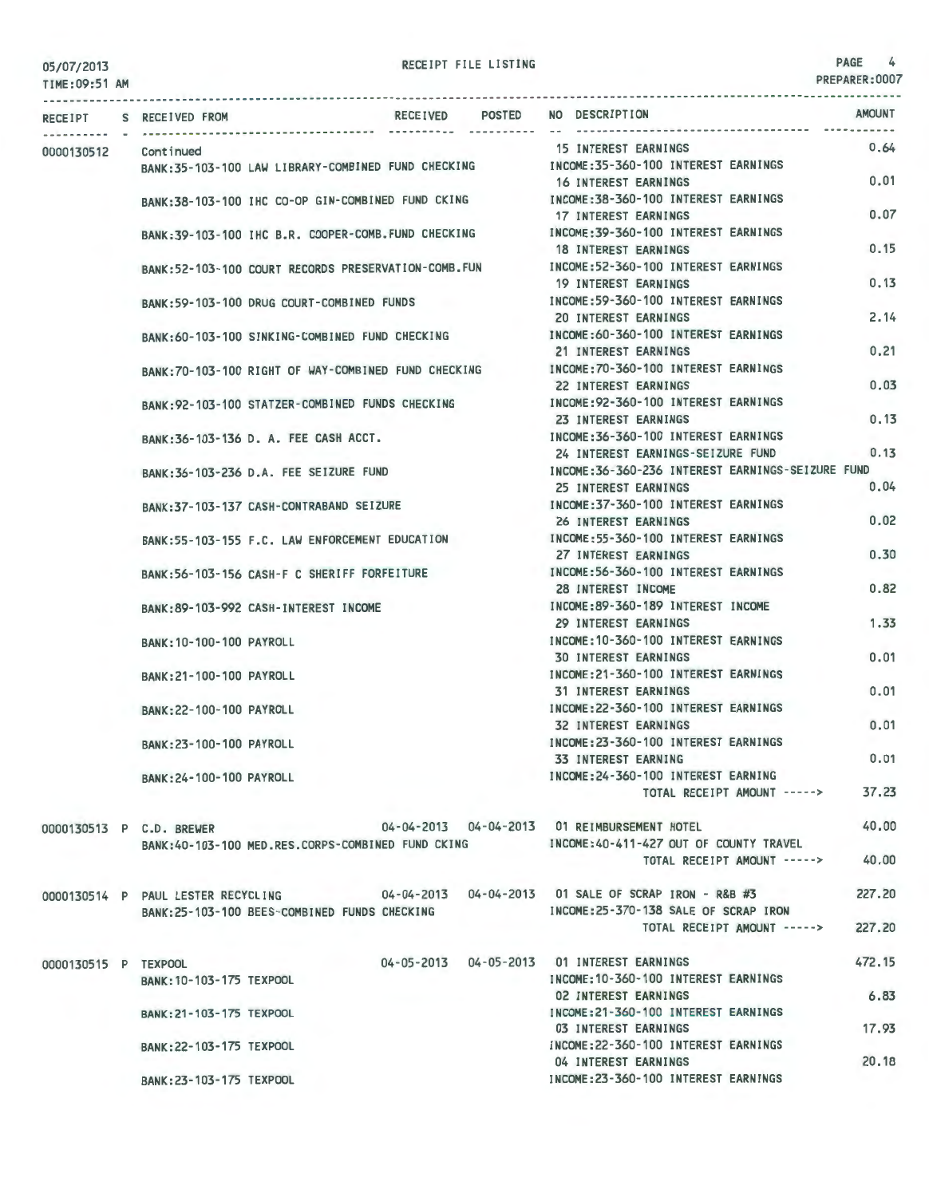RECEIPT FILE LISTING

05/07/2013
TIME:09:51 AM

PREPARER:0007

| RECEIPT | S | RECEIVED FROM | RECEIVED | POSTED | NO | DESCRIPTION | AMOUNT |
|---|---|---|---|---|---|---|---|
| 0000130512 | | Continued | | | 15 | INTEREST EARNINGS | 0.64 |
| | | BANK:35-103-100 LAW LIBRARY-COMBINED FUND CHECKING | | | | INCOME:35-360-100 INTEREST EARNINGS | |
| | | | | | 16 | INTEREST EARNINGS | 0.01 |
| | | BANK:38-103-100 IHC CO-OP GIN-COMBINED FUND CKING | | | | INCOME:38-360-100 INTEREST EARNINGS | |
| | | | | | 17 | INTEREST EARNINGS | 0.07 |
| | | BANK:39-103-100 IHC B.R. COOPER-COMB.FUND CHECKING | | | | INCOME:39-360-100 INTEREST EARNINGS | |
| | | | | | 18 | INTEREST EARNINGS | 0.15 |
| | | BANK:52-103-100 COURT RECORDS PRESERVATION-COMB.FUN | | | | INCOME:52-360-100 INTEREST EARNINGS | |
| | | | | | 19 | INTEREST EARNINGS | 0.13 |
| | | BANK:59-103-100 DRUG COURT-COMBINED FUNDS | | | | INCOME:59-360-100 INTEREST EARNINGS | |
| | | | | | 20 | INTEREST EARNINGS | 2.14 |
| | | BANK:60-103-100 SINKING-COMBINED FUND CHECKING | | | | INCOME:60-360-100 INTEREST EARNINGS | |
| | | | | | 21 | INTEREST EARNINGS | 0.21 |
| | | BANK:70-103-100 RIGHT OF WAY-COMBINED FUND CHECKING | | | | INCOME:70-360-100 INTEREST EARNINGS | |
| | | | | | 22 | INTEREST EARNINGS | 0.03 |
| | | BANK:92-103-100 STATZER-COMBINED FUNDS CHECKING | | | | INCOME:92-360-100 INTEREST EARNINGS | |
| | | | | | 23 | INTEREST EARNINGS | 0.13 |
| | | BANK:36-103-136 D. A. FEE CASH ACCT. | | | | INCOME:36-360-100 INTEREST EARNINGS | |
| | | | | | 24 | INTEREST EARNINGS-SEIZURE FUND | 0.13 |
| | | BANK:36-103-236 D.A. FEE SEIZURE FUND | | | | INCOME:36-360-236 INTEREST EARNINGS-SEIZURE FUND | |
| | | | | | 25 | INTEREST EARNINGS | 0.04 |
| | | BANK:37-103-137 CASH-CONTRABAND SEIZURE | | | | INCOME:37-360-100 INTEREST EARNINGS | |
| | | | | | 26 | INTEREST EARNINGS | 0.02 |
| | | BANK:55-103-155 F.C. LAW ENFORCEMENT EDUCATION | | | | INCOME:55-360-100 INTEREST EARNINGS | |
| | | | | | 27 | INTEREST EARNINGS | 0.30 |
| | | BANK:56-103-156 CASH-F C SHERIFF FORFEITURE | | | | INCOME:56-360-100 INTEREST EARNINGS | |
| | | | | | 28 | INTEREST INCOME | 0.82 |
| | | BANK:89-103-992 CASH-INTEREST INCOME | | | | INCOME:89-360-189 INTEREST INCOME | |
| | | | | | 29 | INTEREST EARNINGS | 1.33 |
| | | BANK:10-100-100 PAYROLL | | | | INCOME:10-360-100 INTEREST EARNINGS | |
| | | | | | 30 | INTEREST EARNINGS | 0.01 |
| | | BANK:21-100-100 PAYROLL | | | | INCOME:21-360-100 INTEREST EARNINGS | |
| | | | | | 31 | INTEREST EARNINGS | 0.01 |
| | | BANK:22-100-100 PAYROLL | | | | INCOME:22-360-100 INTEREST EARNINGS | |
| | | | | | 32 | INTEREST EARNINGS | 0.01 |
| | | BANK:23-100-100 PAYROLL | | | | INCOME:23-360-100 INTEREST EARNINGS | |
| | | | | | 33 | INTEREST EARNING | 0.01 |
| | | BANK:24-100-100 PAYROLL | | | | INCOME:24-360-100 INTEREST EARNING | |
| | | | | | | TOTAL RECEIPT AMOUNT -----> | 37.23 |
| 0000130513 | P | C.D. BREWER | 04-04-2013 | 04-04-2013 | 01 | REIMBURSEMENT HOTEL | 40.00 |
| | | BANK:40-103-100 MED.RES.CORPS-COMBINED FUND CKING | | | | INCOME:40-411-427 OUT OF COUNTY TRAVEL | |
| | | | | | | TOTAL RECEIPT AMOUNT -----> | 40.00 |
| 0000130514 | P | PAUL LESTER RECYCLING | 04-04-2013 | 04-04-2013 | 01 | SALE OF SCRAP IRON - R&B #3 | 227.20 |
| | | BANK:25-103-100 BEES-COMBINED FUNDS CHECKING | | | | INCOME:25-370-138 SALE OF SCRAP IRON | |
| | | | | | | TOTAL RECEIPT AMOUNT -----> | 227.20 |
| 0000130515 | P | TEXPOOL | 04-05-2013 | 04-05-2013 | 01 | INTEREST EARNINGS | 472.15 |
| | | BANK:10-103-175 TEXPOOL | | | | INCOME:10-360-100 INTEREST EARNINGS | |
| | | | | | 02 | INTEREST EARNINGS | 6.83 |
| | | BANK:21-103-175 TEXPOOL | | | | INCOME:21-360-100 INTEREST EARNINGS | |
| | | | | | 03 | INTEREST EARNINGS | 17.93 |
| | | BANK:22-103-175 TEXPOOL | | | | INCOME:22-360-100 INTEREST EARNINGS | |
| | | | | | 04 | INTEREST EARNINGS | 20.18 |
| | | BANK:23-103-175 TEXPOOL | | | | INCOME:23-360-100 INTEREST EARNINGS | |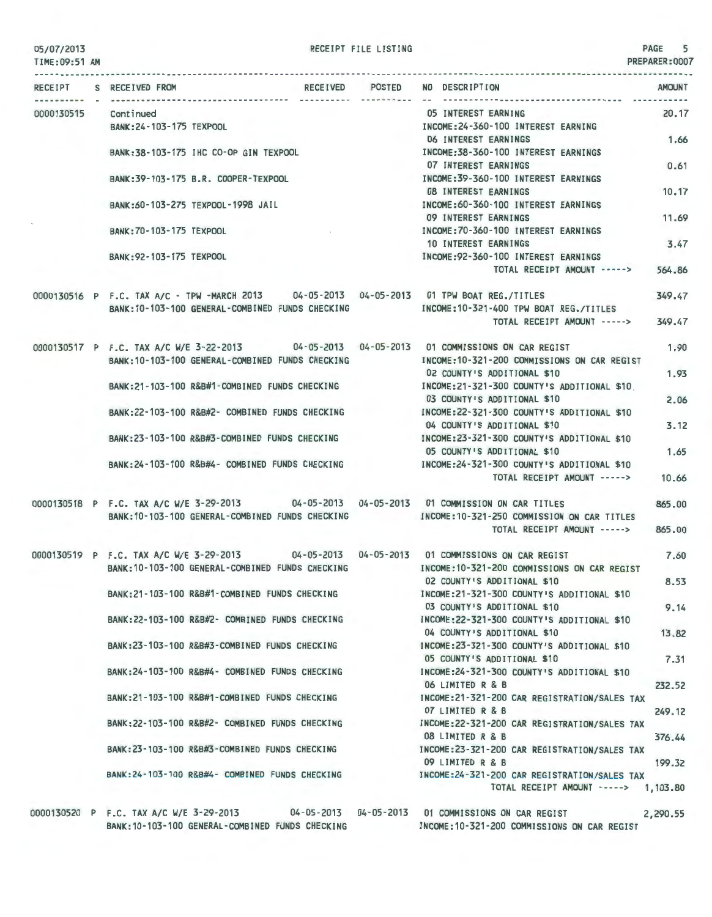05/07/2013 RECEIPT FILE LISTING

TIME:09:51 AM PREPARER:0007

| RECEIPT | S | RECEIVED FROM | RECEIVED | POSTED | NO DESCRIPTION | AMOUNT |
|---|---|---|---|---|---|---|
| 0000130515 | | Continued | | | 05 INTEREST EARNING | 20.17 |
| | | BANK:24-103-175 TEXPOOL | | | INCOME:24-360-100 INTEREST EARNING | |
| | | | | | 06 INTEREST EARNINGS | 1.66 |
| | | BANK:38-103-175 IHC CO-OP GIN TEXPOOL | | | INCOME:38-360-100 INTEREST EARNINGS | |
| | | | | | 07 INTEREST EARNINGS | 0.61 |
| | | BANK:39-103-175 B.R. COOPER-TEXPOOL | | | INCOME:39-360-100 INTEREST EARNINGS | |
| | | | | | 08 INTEREST EARNINGS | 10.17 |
| | | BANK:60-103-275 TEXPOOL-1998 JAIL | | | INCOME:60-360-100 INTEREST EARNINGS | |
| | | | | | 09 INTEREST EARNINGS | 11.69 |
| | | BANK:70-103-175 TEXPOOL | | | INCOME:70-360-100 INTEREST EARNINGS | |
| | | | | | 10 INTEREST EARNINGS | 3.47 |
| | | BANK:92-103-175 TEXPOOL | | | INCOME:92-360-100 INTEREST EARNINGS | |
| | | | | | TOTAL RECEIPT AMOUNT -----> | 564.86 |
| 0000130516 | P | F.C. TAX A/C - TPW -MARCH 2013 | 04-05-2013 | 04-05-2013 | 01 TPW BOAT REG./TITLES | 349.47 |
| | | BANK:10-103-100 GENERAL-COMBINED FUNDS CHECKING | | | INCOME:10-321-400 TPW BOAT REG./TITLES | |
| | | | | | TOTAL RECEIPT AMOUNT -----> | 349.47 |
| 0000130517 | P | F.C. TAX A/C W/E 3-22-2013 | 04-05-2013 | 04-05-2013 | 01 COMMISSIONS ON CAR REGIST | 1.90 |
| | | BANK:10-103-100 GENERAL-COMBINED FUNDS CHECKING | | | INCOME:10-321-200 COMMISSIONS ON CAR REGIST | |
| | | | | | 02 COUNTY'S ADDITIONAL $10 | 1.93 |
| | | BANK:21-103-100 R&B#1-COMBINED FUNDS CHECKING | | | INCOME:21-321-300 COUNTY'S ADDITIONAL $10 | |
| | | | | | 03 COUNTY'S ADDITIONAL $10 | 2.06 |
| | | BANK:22-103-100 R&B#2- COMBINED FUNDS CHECKING | | | INCOME:22-321-300 COUNTY'S ADDITIONAL $10 | |
| | | | | | 04 COUNTY'S ADDITIONAL $10 | 3.12 |
| | | BANK:23-103-100 R&B#3-COMBINED FUNDS CHECKING | | | INCOME:23-321-300 COUNTY'S ADDITIONAL $10 | |
| | | | | | 05 COUNTY'S ADDITIONAL $10 | 1.65 |
| | | BANK:24-103-100 R&B#4- COMBINED FUNDS CHECKING | | | INCOME:24-321-300 COUNTY'S ADDITIONAL $10 | |
| | | | | | TOTAL RECEIPT AMOUNT -----> | 10.66 |
| 0000130518 | P | F.C. TAX A/C W/E 3-29-2013 | 04-05-2013 | 04-05-2013 | 01 COMMISSION ON CAR TITLES | 865.00 |
| | | BANK:10-103-100 GENERAL-COMBINED FUNDS CHECKING | | | INCOME:10-321-250 COMMISSION ON CAR TITLES | |
| | | | | | TOTAL RECEIPT AMOUNT -----> | 865.00 |
| 0000130519 | P | F.C. TAX A/C W/E 3-29-2013 | 04-05-2013 | 04-05-2013 | 01 COMMISSIONS ON CAR REGIST | 7.60 |
| | | BANK:10-103-100 GENERAL-COMBINED FUNDS CHECKING | | | INCOME:10-321-200 COMMISSIONS ON CAR REGIST | |
| | | | | | 02 COUNTY'S ADDITIONAL $10 | 8.53 |
| | | BANK:21-103-100 R&B#1-COMBINED FUNDS CHECKING | | | INCOME:21-321-300 COUNTY'S ADDITIONAL $10 | |
| | | | | | 03 COUNTY'S ADDITIONAL $10 | 9.14 |
| | | BANK:22-103-100 R&B#2- COMBINED FUNDS CHECKING | | | INCOME:22-321-300 COUNTY'S ADDITIONAL $10 | |
| | | | | | 04 COUNTY'S ADDITIONAL $10 | 13.82 |
| | | BANK:23-103-100 R&B#3-COMBINED FUNDS CHECKING | | | INCOME:23-321-300 COUNTY'S ADDITIONAL $10 | |
| | | | | | 05 COUNTY'S ADDITIONAL $10 | 7.31 |
| | | BANK:24-103-100 R&B#4- COMBINED FUNDS CHECKING | | | INCOME:24-321-300 COUNTY'S ADDITIONAL $10 | |
| | | | | | 06 LIMITED R & B | 232.52 |
| | | BANK:21-103-100 R&B#1-COMBINED FUNDS CHECKING | | | INCOME:21-321-200 CAR REGISTRATION/SALES TAX | |
| | | | | | 07 LIMITED R & B | 249.12 |
| | | BANK:22-103-100 R&B#2- COMBINED FUNDS CHECKING | | | INCOME:22-321-200 CAR REGISTRATION/SALES TAX | |
| | | | | | 08 LIMITED R & B | 376.44 |
| | | BANK:23-103-100 R&B#3-COMBINED FUNDS CHECKING | | | INCOME:23-321-200 CAR REGISTRATION/SALES TAX | |
| | | | | | 09 LIMITED R & B | 199.32 |
| | | BANK:24-103-100 R&B#4- COMBINED FUNDS CHECKING | | | INCOME:24-321-200 CAR REGISTRATION/SALES TAX | |
| | | | | | TOTAL RECEIPT AMOUNT -----> | 1,103.80 |
| 0000130520 | P | F.C. TAX A/C W/E 3-29-2013 | 04-05-2013 | 04-05-2013 | 01 COMMISSIONS ON CAR REGIST | 2,290.55 |
| | | BANK:10-103-100 GENERAL-COMBINED FUNDS CHECKING | | | INCOME:10-321-200 COMMISSIONS ON CAR REGIST | |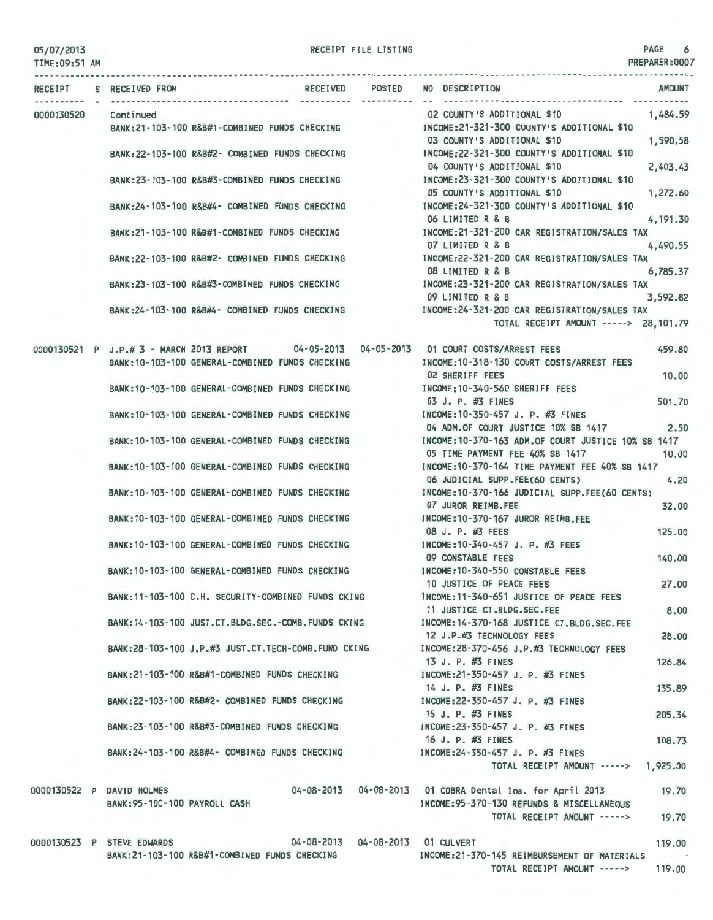05/07/2013 RECEIPT FILE LISTING PAGE 6
TIME:09:51 AM PREPARER:0007

| RECEIPT | S | RECEIVED FROM | RECEIVED | POSTED | NO DESCRIPTION | AMOUNT |
|---|---|---|---|---|---|---|
| 0000130520 | | Continued | | | 02 COUNTY'S ADDITIONAL $10 | 1,484.59 |
| | | BANK:21-103-100 R&B#1-COMBINED FUNDS CHECKING | | | INCOME:21-321-300 COUNTY'S ADDITIONAL $10 | |
| | | | | | 03 COUNTY'S ADDITIONAL $10 | 1,590.58 |
| | | BANK:22-103-100 R&B#2- COMBINED FUNDS CHECKING | | | INCOME:22-321-300 COUNTY'S ADDITIONAL $10 | |
| | | | | | 04 COUNTY'S ADDITIONAL $10 | 2,403.43 |
| | | BANK:23-103-100 R&B#3-COMBINED FUNDS CHECKING | | | INCOME:23-321-300 COUNTY'S ADDITIONAL $10 | |
| | | | | | 05 COUNTY'S ADDITIONAL $10 | 1,272.60 |
| | | BANK:24-103-100 R&B#4- COMBINED FUNDS CHECKING | | | INCOME:24-321-300 COUNTY'S ADDITIONAL $10 | |
| | | | | | 06 LIMITED R & B | 4,191.30 |
| | | BANK:21-103-100 R&B#1-COMBINED FUNDS CHECKING | | | INCOME:21-321-200 CAR REGISTRATION/SALES TAX | |
| | | | | | 07 LIMITED R & B | 4,490.55 |
| | | BANK:22-103-100 R&B#2- COMBINED FUNDS CHECKING | | | INCOME:22-321-200 CAR REGISTRATION/SALES TAX | |
| | | | | | 08 LIMITED R & B | 6,785.37 |
| | | BANK:23-103-100 R&B#3-COMBINED FUNDS CHECKING | | | INCOME:23-321-200 CAR REGISTRATION/SALES TAX | |
| | | | | | 09 LIMITED R & B | 3,592.82 |
| | | BANK:24-103-100 R&B#4- COMBINED FUNDS CHECKING | | | INCOME:24-321-200 CAR REGISTRATION/SALES TAX | |
| | | | | | TOTAL RECEIPT AMOUNT -----> | 28,101.79 |
| 0000130521 | P | J.P.# 3 - MARCH 2013 REPORT | 04-05-2013 | 04-05-2013 | 01 COURT COSTS/ARREST FEES | 459.80 |
| | | BANK:10-103-100 GENERAL-COMBINED FUNDS CHECKING | | | INCOME:10-318-130 COURT COSTS/ARREST FEES | |
| | | | | | 02 SHERIFF FEES | 10.00 |
| | | BANK:10-103-100 GENERAL-COMBINED FUNDS CHECKING | | | INCOME:10-340-560 SHERIFF FEES | |
| | | | | | 03 J. P. #3 FINES | 501.70 |
| | | BANK:10-103-100 GENERAL-COMBINED FUNDS CHECKING | | | INCOME:10-350-457 J. P. #3 FINES | |
| | | | | | 04 ADM.OF COURT JUSTICE 10% SB 1417 | 2.50 |
| | | BANK:10-103-100 GENERAL-COMBINED FUNDS CHECKING | | | INCOME:10-370-163 ADM.OF COURT JUSTICE 10% SB 1417 | |
| | | | | | 05 TIME PAYMENT FEE 40% SB 1417 | 10.00 |
| | | BANK:10-103-100 GENERAL-COMBINED FUNDS CHECKING | | | INCOME:10-370-164 TIME PAYMENT FEE 40% SB 1417 | |
| | | | | | 06 JUDICIAL SUPP.FEE(60 CENTS) | 4.20 |
| | | BANK:10-103-100 GENERAL-COMBINED FUNDS CHECKING | | | INCOME:10-370-166 JUDICIAL SUPP.FEE(60 CENTS) | |
| | | | | | 07 JUROR REIMB.FEE | 32.00 |
| | | BANK:10-103-100 GENERAL-COMBINED FUNDS CHECKING | | | INCOME:10-370-167 JUROR REIMB.FEE | |
| | | | | | 08 J. P. #3 FEES | 125.00 |
| | | BANK:10-103-100 GENERAL-COMBINED FUNDS CHECKING | | | INCOME:10-340-457 J. P. #3 FEES | |
| | | | | | 09 CONSTABLE FEES | 140.00 |
| | | BANK:10-103-100 GENERAL-COMBINED FUNDS CHECKING | | | INCOME:10-340-550 CONSTABLE FEES | |
| | | | | | 10 JUSTICE OF PEACE FEES | 27.00 |
| | | BANK:11-103-100 C.H. SECURITY-COMBINED FUNDS CKING | | | INCOME:11-340-651 JUSTICE OF PEACE FEES | |
| | | | | | 11 JUSTICE CT.BLDG.SEC.FEE | 8.00 |
| | | BANK:14-103-100 JUST.CT.BLDG.SEC.-COMB.FUNDS CKING | | | INCOME:14-370-168 JUSTICE CT.BLDG.SEC.FEE | |
| | | | | | 12 J.P.#3 TECHNOLOGY FEES | 28.00 |
| | | BANK:28-103-100 J.P.#3 JUST.CT.TECH-COMB.FUND CKING | | | INCOME:28-370-456 J.P.#3 TECHNOLOGY FEES | |
| | | | | | 13 J. P. #3 FINES | 126.84 |
| | | BANK:21-103-100 R&B#1-COMBINED FUNDS CHECKING | | | INCOME:21-350-457 J. P. #3 FINES | |
| | | | | | 14 J. P. #3 FINES | 135.89 |
| | | BANK:22-103-100 R&B#2- COMBINED FUNDS CHECKING | | | INCOME:22-350-457 J. P. #3 FINES | |
| | | | | | 15 J. P. #3 FINES | 205.34 |
| | | BANK:23-103-100 R&B#3-COMBINED FUNDS CHECKING | | | INCOME:23-350-457 J. P. #3 FINES | |
| | | | | | 16 J. P. #3 FINES | 108.73 |
| | | BANK:24-103-100 R&B#4- COMBINED FUNDS CHECKING | | | INCOME:24-350-457 J. P. #3 FINES | |
| | | | | | TOTAL RECEIPT AMOUNT -----> | 1,925.00 |
| 0000130522 | P | DAVID HOLMES | 04-08-2013 | 04-08-2013 | 01 COBRA Dental Ins. for April 2013 | 19.70 |
| | | BANK:95-100-100 PAYROLL CASH | | | INCOME:95-370-130 REFUNDS & MISCELLANEOUS | |
| | | | | | TOTAL RECEIPT AMOUNT -----> | 19.70 |
| 0000130523 | P | STEVE EDWARDS | 04-08-2013 | 04-08-2013 | 01 CULVERT | 119.00 |
| | | BANK:21-103-100 R&B#1-COMBINED FUNDS CHECKING | | | INCOME:21-370-145 REIMBURSEMENT OF MATERIALS | |
| | | | | | TOTAL RECEIPT AMOUNT -----> | 119.00 |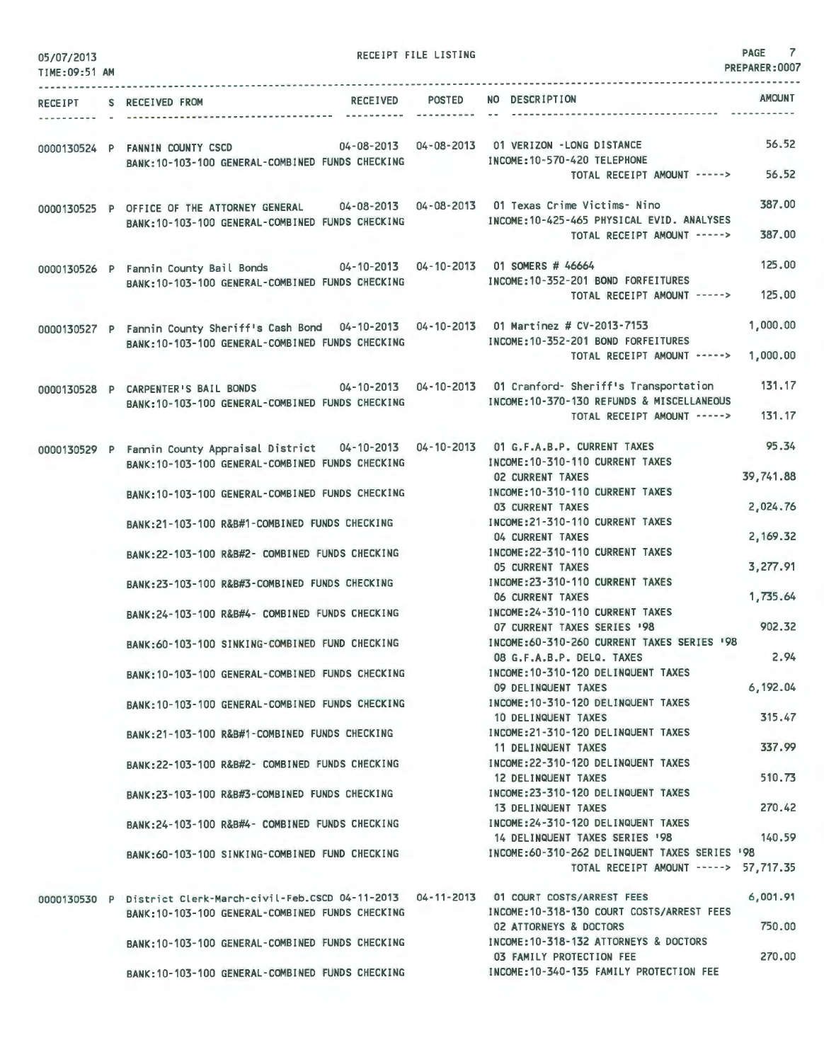| RECEIPT | S | RECEIVED FROM | RECEIVED | POSTED | NO DESCRIPTION | AMOUNT |
|---|---|---|---|---|---|---|
| 0000130524 | P | FANNIN COUNTY CSCD | 04-08-2013 | 04-08-2013 | 01 VERIZON -LONG DISTANCE | 56.52 |
| | | BANK:10-103-100 GENERAL-COMBINED FUNDS CHECKING | | | INCOME:10-570-420 TELEPHONE | |
| | | | | | TOTAL RECEIPT AMOUNT -----> | 56.52 |
| 0000130525 | P | OFFICE OF THE ATTORNEY GENERAL | 04-08-2013 | 04-08-2013 | 01 Texas Crime Victims- Nino | 387.00 |
| | | BANK:10-103-100 GENERAL-COMBINED FUNDS CHECKING | | | INCOME:10-425-465 PHYSICAL EVID. ANALYSES | |
| | | | | | TOTAL RECEIPT AMOUNT -----> | 387.00 |
| 0000130526 | P | Fannin County Bail Bonds | 04-10-2013 | 04-10-2013 | 01 SOMERS # 46664 | 125.00 |
| | | BANK:10-103-100 GENERAL-COMBINED FUNDS CHECKING | | | INCOME:10-352-201 BOND FORFEITURES | |
| | | | | | TOTAL RECEIPT AMOUNT -----> | 125.00 |
| 0000130527 | P | Fannin County Sheriff's Cash Bond | 04-10-2013 | 04-10-2013 | 01 Martinez # CV-2013-7153 | 1,000.00 |
| | | BANK:10-103-100 GENERAL-COMBINED FUNDS CHECKING | | | INCOME:10-352-201 BOND FORFEITURES | |
| | | | | | TOTAL RECEIPT AMOUNT -----> | 1,000.00 |
| 0000130528 | P | CARPENTER'S BAIL BONDS | 04-10-2013 | 04-10-2013 | 01 Cranford- Sheriff's Transportation | 131.17 |
| | | BANK:10-103-100 GENERAL-COMBINED FUNDS CHECKING | | | INCOME:10-370-130 REFUNDS & MISCELLANEOUS | |
| | | | | | TOTAL RECEIPT AMOUNT -----> | 131.17 |
| 0000130529 | P | Fannin County Appraisal District | 04-10-2013 | 04-10-2013 | 01 G.F.A.B.P. CURRENT TAXES | 95.34 |
| | | BANK:10-103-100 GENERAL-COMBINED FUNDS CHECKING | | | INCOME:10-310-110 CURRENT TAXES | |
| | | | | | 02 CURRENT TAXES | 39,741.88 |
| | | BANK:10-103-100 GENERAL-COMBINED FUNDS CHECKING | | | INCOME:10-310-110 CURRENT TAXES | |
| | | | | | 03 CURRENT TAXES | 2,024.76 |
| | | BANK:21-103-100 R&B#1-COMBINED FUNDS CHECKING | | | INCOME:21-310-110 CURRENT TAXES | |
| | | | | | 04 CURRENT TAXES | 2,169.32 |
| | | BANK:22-103-100 R&B#2- COMBINED FUNDS CHECKING | | | INCOME:22-310-110 CURRENT TAXES | |
| | | | | | 05 CURRENT TAXES | 3,277.91 |
| | | BANK:23-103-100 R&B#3-COMBINED FUNDS CHECKING | | | INCOME:23-310-110 CURRENT TAXES | |
| | | | | | 06 CURRENT TAXES | 1,735.64 |
| | | BANK:24-103-100 R&B#4- COMBINED FUNDS CHECKING | | | INCOME:24-310-110 CURRENT TAXES | |
| | | | | | 07 CURRENT TAXES SERIES '98 | 902.32 |
| | | BANK:60-103-100 SINKING-COMBINED FUND CHECKING | | | INCOME:60-310-260 CURRENT TAXES SERIES '98 | |
| | | | | | 08 G.F.A.B.P. DELQ. TAXES | 2.94 |
| | | BANK:10-103-100 GENERAL-COMBINED FUNDS CHECKING | | | INCOME:10-310-120 DELINQUENT TAXES | |
| | | | | | 09 DELINQUENT TAXES | 6,192.04 |
| | | BANK:10-103-100 GENERAL-COMBINED FUNDS CHECKING | | | INCOME:10-310-120 DELINQUENT TAXES | |
| | | | | | 10 DELINQUENT TAXES | 315.47 |
| | | BANK:21-103-100 R&B#1-COMBINED FUNDS CHECKING | | | INCOME:21-310-120 DELINQUENT TAXES | |
| | | | | | 11 DELINQUENT TAXES | 337.99 |
| | | BANK:22-103-100 R&B#2- COMBINED FUNDS CHECKING | | | INCOME:22-310-120 DELINQUENT TAXES | |
| | | | | | 12 DELINQUENT TAXES | 510.73 |
| | | BANK:23-103-100 R&B#3-COMBINED FUNDS CHECKING | | | INCOME:23-310-120 DELINQUENT TAXES | |
| | | | | | 13 DELINQUENT TAXES | 270.42 |
| | | BANK:24-103-100 R&B#4- COMBINED FUNDS CHECKING | | | INCOME:24-310-120 DELINQUENT TAXES | |
| | | | | | 14 DELINQUENT TAXES SERIES '98 | 140.59 |
| | | BANK:60-103-100 SINKING-COMBINED FUND CHECKING | | | INCOME:60-310-262 DELINQUENT TAXES SERIES '98 | |
| | | | | | TOTAL RECEIPT AMOUNT -----> | 57,717.35 |
| 0000130530 | P | District Clerk-March-civil-Feb.CSCD | 04-11-2013 | 04-11-2013 | 01 COURT COSTS/ARREST FEES | 6,001.91 |
| | | BANK:10-103-100 GENERAL-COMBINED FUNDS CHECKING | | | INCOME:10-318-130 COURT COSTS/ARREST FEES | |
| | | | | | 02 ATTORNEYS & DOCTORS | 750.00 |
| | | BANK:10-103-100 GENERAL-COMBINED FUNDS CHECKING | | | INCOME:10-318-132 ATTORNEYS & DOCTORS | |
| | | | | | 03 FAMILY PROTECTION FEE | 270.00 |
| | | BANK:10-103-100 GENERAL-COMBINED FUNDS CHECKING | | | INCOME:10-340-135 FAMILY PROTECTION FEE | |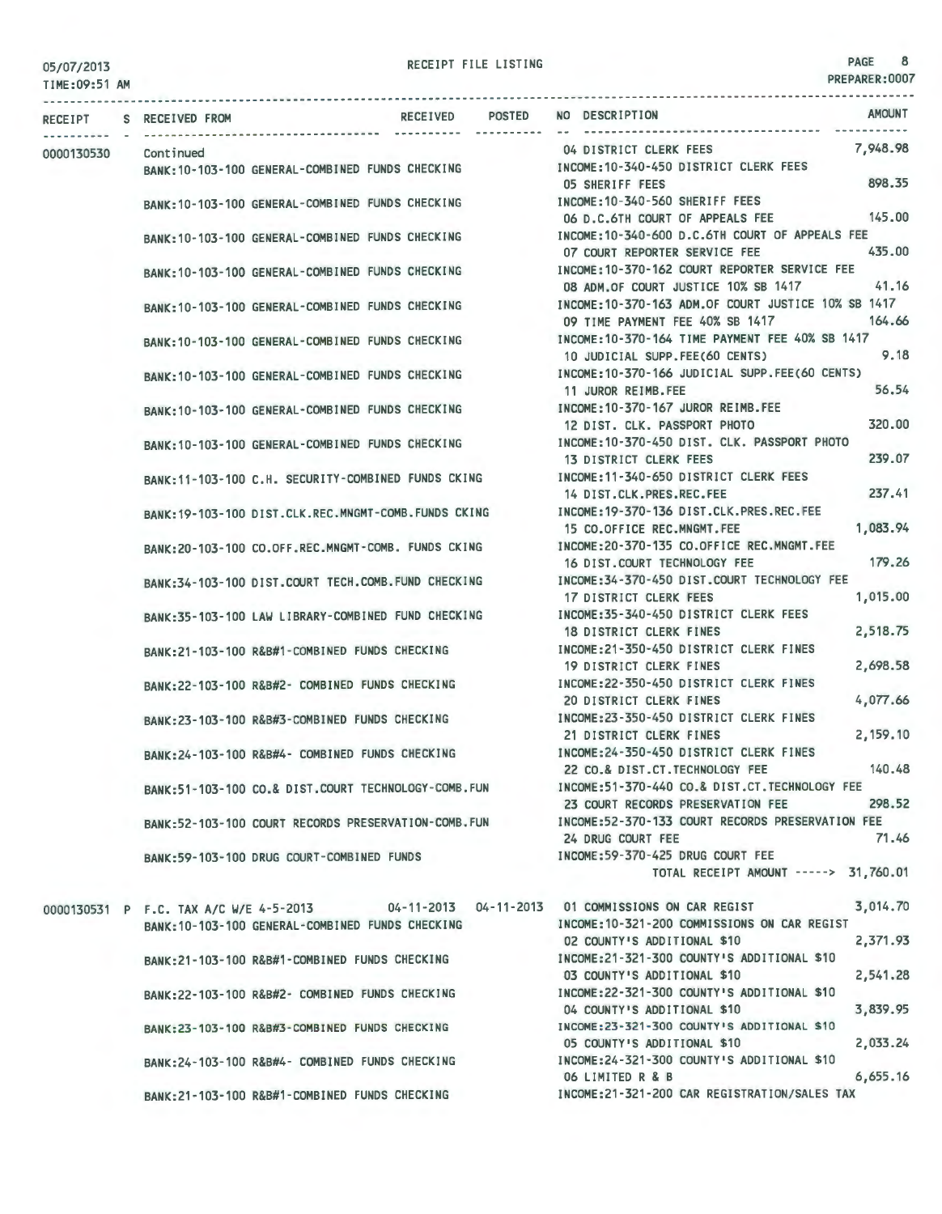05/07/2013 RECEIPT FILE LISTING PAGE 8
TIME:09:51 AM PREPARER:0007

| RECEIPT | S | RECEIVED FROM | RECEIVED | POSTED | NO | DESCRIPTION | AMOUNT |
|---|---|---|---|---|---|---|---|
| 0000130530 | | Continued | | | 04 | DISTRICT CLERK FEES | 7,948.98 |
| | | BANK:10-103-100 GENERAL-COMBINED FUNDS CHECKING | | | | INCOME:10-340-450 DISTRICT CLERK FEES | |
| | | | | | 05 | SHERIFF FEES | 898.35 |
| | | BANK:10-103-100 GENERAL-COMBINED FUNDS CHECKING | | | | INCOME:10-340-560 SHERIFF FEES | |
| | | | | | 06 | D.C.6TH COURT OF APPEALS FEE | 145.00 |
| | | BANK:10-103-100 GENERAL-COMBINED FUNDS CHECKING | | | | INCOME:10-340-600 D.C.6TH COURT OF APPEALS FEE | |
| | | | | | 07 | COURT REPORTER SERVICE FEE | 435.00 |
| | | BANK:10-103-100 GENERAL-COMBINED FUNDS CHECKING | | | | INCOME:10-370-162 COURT REPORTER SERVICE FEE | |
| | | | | | 08 | ADM.OF COURT JUSTICE 10% SB 1417 | 41.16 |
| | | BANK:10-103-100 GENERAL-COMBINED FUNDS CHECKING | | | | INCOME:10-370-163 ADM.OF COURT JUSTICE 10% SB 1417 | |
| | | | | | 09 | TIME PAYMENT FEE 40% SB 1417 | 164.66 |
| | | BANK:10-103-100 GENERAL-COMBINED FUNDS CHECKING | | | | INCOME:10-370-164 TIME PAYMENT FEE 40% SB 1417 | |
| | | | | | 10 | JUDICIAL SUPP.FEE(60 CENTS) | 9.18 |
| | | BANK:10-103-100 GENERAL-COMBINED FUNDS CHECKING | | | | INCOME:10-370-166 JUDICIAL SUPP.FEE(60 CENTS) | |
| | | | | | 11 | JUROR REIMB.FEE | 56.54 |
| | | BANK:10-103-100 GENERAL-COMBINED FUNDS CHECKING | | | | INCOME:10-370-167 JUROR REIMB.FEE | |
| | | | | | 12 | DIST. CLK. PASSPORT PHOTO | 320.00 |
| | | BANK:10-103-100 GENERAL-COMBINED FUNDS CHECKING | | | | INCOME:10-370-450 DIST. CLK. PASSPORT PHOTO | |
| | | | | | 13 | DISTRICT CLERK FEES | 239.07 |
| | | BANK:11-103-100 C.H. SECURITY-COMBINED FUNDS CKING | | | | INCOME:11-340-650 DISTRICT CLERK FEES | |
| | | | | | 14 | DIST.CLK.PRES.REC.FEE | 237.41 |
| | | BANK:19-103-100 DIST.CLK.REC.MNGMT-COMB.FUNDS CKING | | | | INCOME:19-370-136 DIST.CLK.PRES.REC.FEE | |
| | | | | | 15 | CO.OFFICE REC.MNGMT.FEE | 1,083.94 |
| | | BANK:20-103-100 CO.OFF.REC.MNGMT-COMB. FUNDS CKING | | | | INCOME:20-370-135 CO.OFFICE REC.MNGMT.FEE | |
| | | | | | 16 | DIST.COURT TECHNOLOGY FEE | 179.26 |
| | | BANK:34-103-100 DIST.COURT TECH.COMB.FUND CHECKING | | | | INCOME:34-370-450 DIST.COURT TECHNOLOGY FEE | |
| | | | | | 17 | DISTRICT CLERK FEES | 1,015.00 |
| | | BANK:35-103-100 LAW LIBRARY-COMBINED FUND CHECKING | | | | INCOME:35-340-450 DISTRICT CLERK FEES | |
| | | | | | 18 | DISTRICT CLERK FINES | 2,518.75 |
| | | BANK:21-103-100 R&B#1-COMBINED FUNDS CHECKING | | | | INCOME:21-350-450 DISTRICT CLERK FINES | |
| | | | | | 19 | DISTRICT CLERK FINES | 2,698.58 |
| | | BANK:22-103-100 R&B#2- COMBINED FUNDS CHECKING | | | | INCOME:22-350-450 DISTRICT CLERK FINES | |
| | | | | | 20 | DISTRICT CLERK FINES | 4,077.66 |
| | | BANK:23-103-100 R&B#3-COMBINED FUNDS CHECKING | | | | INCOME:23-350-450 DISTRICT CLERK FINES | |
| | | | | | 21 | DISTRICT CLERK FINES | 2,159.10 |
| | | BANK:24-103-100 R&B#4- COMBINED FUNDS CHECKING | | | | INCOME:24-350-450 DISTRICT CLERK FINES | |
| | | | | | 22 | CO.& DIST.CT.TECHNOLOGY FEE | 140.48 |
| | | BANK:51-103-100 CO.& DIST.COURT TECHNOLOGY-COMB.FUN | | | | INCOME:51-370-440 CO.& DIST.CT.TECHNOLOGY FEE | |
| | | | | | 23 | COURT RECORDS PRESERVATION FEE | 298.52 |
| | | BANK:52-103-100 COURT RECORDS PRESERVATION-COMB.FUN | | | | INCOME:52-370-133 COURT RECORDS PRESERVATION FEE | |
| | | | | | 24 | DRUG COURT FEE | 71.46 |
| | | BANK:59-103-100 DRUG COURT-COMBINED FUNDS | | | | INCOME:59-370-425 DRUG COURT FEE | |
| | | | | | | TOTAL RECEIPT AMOUNT -----> | 31,760.01 |
| 0000130531 | P | F.C. TAX A/C W/E 4-5-2013 | 04-11-2013 | 04-11-2013 | 01 | COMMISSIONS ON CAR REGIST | 3,014.70 |
| | | BANK:10-103-100 GENERAL-COMBINED FUNDS CHECKING | | | | INCOME:10-321-200 COMMISSIONS ON CAR REGIST | |
| | | | | | 02 | COUNTY'S ADDITIONAL $10 | 2,371.93 |
| | | BANK:21-103-100 R&B#1-COMBINED FUNDS CHECKING | | | | INCOME:21-321-300 COUNTY'S ADDITIONAL $10 | |
| | | | | | 03 | COUNTY'S ADDITIONAL $10 | 2,541.28 |
| | | BANK:22-103-100 R&B#2- COMBINED FUNDS CHECKING | | | | INCOME:22-321-300 COUNTY'S ADDITIONAL $10 | |
| | | | | | 04 | COUNTY'S ADDITIONAL $10 | 3,839.95 |
| | | BANK:23-103-100 R&B#3-COMBINED FUNDS CHECKING | | | | INCOME:23-321-300 COUNTY'S ADDITIONAL $10 | |
| | | | | | 05 | COUNTY'S ADDITIONAL $10 | 2,033.24 |
| | | BANK:24-103-100 R&B#4- COMBINED FUNDS CHECKING | | | | INCOME:24-321-300 COUNTY'S ADDITIONAL $10 | |
| | | | | | 06 | LIMITED R & B | 6,655.16 |
| | | BANK:21-103-100 R&B#1-COMBINED FUNDS CHECKING | | | | INCOME:21-321-200 CAR REGISTRATION/SALES TAX | |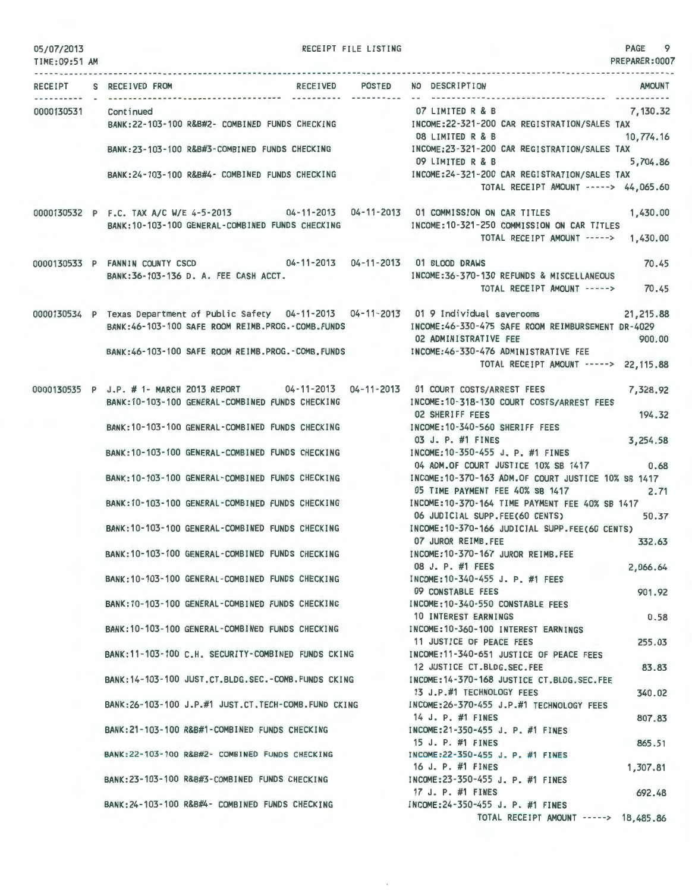05/07/2013 RECEIPT FILE LISTING PAGE 9
TIME:09:51 AM PREPARER:0007

| RECEIPT | S | RECEIVED FROM | RECEIVED | POSTED | NO DESCRIPTION | AMOUNT |
|---|---|---|---|---|---|---|
| 0000130531 | | Continued | | | 07 LIMITED R & B | 7,130.32 |
| | | BANK:22-103-100 R&B#2- COMBINED FUNDS CHECKING | | | INCOME:22-321-200 CAR REGISTRATION/SALES TAX | |
| | | | | | 08 LIMITED R & B | 10,774.16 |
| | | BANK:23-103-100 R&B#3-COMBINED FUNDS CHECKING | | | INCOME:23-321-200 CAR REGISTRATION/SALES TAX | |
| | | | | | 09 LIMITED R & B | 5,704.86 |
| | | BANK:24-103-100 R&B#4- COMBINED FUNDS CHECKING | | | INCOME:24-321-200 CAR REGISTRATION/SALES TAX | |
| | | | | | TOTAL RECEIPT AMOUNT -----> | 44,065.60 |
| 0000130532 | P | F.C. TAX A/C W/E 4-5-2013 | 04-11-2013 | 04-11-2013 | 01 COMMISSION ON CAR TITLES | 1,430.00 |
| | | BANK:10-103-100 GENERAL-COMBINED FUNDS CHECKING | | | INCOME:10-321-250 COMMISSION ON CAR TITLES | |
| | | | | | TOTAL RECEIPT AMOUNT -----> | 1,430.00 |
| 0000130533 | P | FANNIN COUNTY CSCD | 04-11-2013 | 04-11-2013 | 01 BLOOD DRAWS | 70.45 |
| | | BANK:36-103-136 D. A. FEE CASH ACCT. | | | INCOME:36-370-130 REFUNDS & MISCELLANEOUS | |
| | | | | | TOTAL RECEIPT AMOUNT -----> | 70.45 |
| 0000130534 | P | Texas Department of Public Safety | 04-11-2013 | 04-11-2013 | 01 9 Individual saverooms | 21,215.88 |
| | | BANK:46-103-100 SAFE ROOM REIMB.PROG.-COMB.FUNDS | | | INCOME:46-330-475 SAFE ROOM REIMBURSEMENT DR-4029 | |
| | | | | | 02 ADMINISTRATIVE FEE | 900.00 |
| | | BANK:46-103-100 SAFE ROOM REIMB.PROG.-COMB.FUNDS | | | INCOME:46-330-476 ADMINISTRATIVE FEE | |
| | | | | | TOTAL RECEIPT AMOUNT -----> | 22,115.88 |
| 0000130535 | P | J.P. # 1- MARCH 2013 REPORT | 04-11-2013 | 04-11-2013 | 01 COURT COSTS/ARREST FEES | 7,328.92 |
| | | BANK:10-103-100 GENERAL-COMBINED FUNDS CHECKING | | | INCOME:10-318-130 COURT COSTS/ARREST FEES | |
| | | | | | 02 SHERIFF FEES | 194.32 |
| | | BANK:10-103-100 GENERAL-COMBINED FUNDS CHECKING | | | INCOME:10-340-560 SHERIFF FEES | |
| | | | | | 03 J. P. #1 FINES | 3,254.58 |
| | | BANK:10-103-100 GENERAL-COMBINED FUNDS CHECKING | | | INCOME:10-350-455 J. P. #1 FINES | |
| | | | | | 04 ADM.OF COURT JUSTICE 10% SB 1417 | 0.68 |
| | | BANK:10-103-100 GENERAL-COMBINED FUNDS CHECKING | | | INCOME:10-370-163 ADM.OF COURT JUSTICE 10% SB 1417 | |
| | | | | | 05 TIME PAYMENT FEE 40% SB 1417 | 2.71 |
| | | BANK:10-103-100 GENERAL-COMBINED FUNDS CHECKING | | | INCOME:10-370-164 TIME PAYMENT FEE 40% SB 1417 | |
| | | | | | 06 JUDICIAL SUPP.FEE(60 CENTS) | 50.37 |
| | | BANK:10-103-100 GENERAL-COMBINED FUNDS CHECKING | | | INCOME:10-370-166 JUDICIAL SUPP.FEE(60 CENTS) | |
| | | | | | 07 JUROR REIMB.FEE | 332.63 |
| | | BANK:10-103-100 GENERAL-COMBINED FUNDS CHECKING | | | INCOME:10-370-167 JUROR REIMB.FEE | |
| | | | | | 08 J. P. #1 FEES | 2,066.64 |
| | | BANK:10-103-100 GENERAL-COMBINED FUNDS CHECKING | | | INCOME:10-340-455 J. P. #1 FEES | |
| | | | | | 09 CONSTABLE FEES | 901.92 |
| | | BANK:10-103-100 GENERAL-COMBINED FUNDS CHECKING | | | INCOME:10-340-550 CONSTABLE FEES | |
| | | | | | 10 INTEREST EARNINGS | 0.58 |
| | | BANK:10-103-100 GENERAL-COMBINED FUNDS CHECKING | | | INCOME:10-360-100 INTEREST EARNINGS | |
| | | | | | 11 JUSTICE OF PEACE FEES | 255.03 |
| | | BANK:11-103-100 C.H. SECURITY-COMBINED FUNDS CKING | | | INCOME:11-340-651 JUSTICE OF PEACE FEES | |
| | | | | | 12 JUSTICE CT.BLDG.SEC.FEE | 83.83 |
| | | BANK:14-103-100 JUST.CT.BLDG.SEC.-COMB.FUNDS CKING | | | INCOME:14-370-168 JUSTICE CT.BLDG.SEC.FEE | |
| | | | | | 13 J.P.#1 TECHNOLOGY FEES | 340.02 |
| | | BANK:26-103-100 J.P.#1 JUST.CT.TECH-COMB.FUND CKING | | | INCOME:26-370-455 J.P.#1 TECHNOLOGY FEES | |
| | | | | | 14 J. P. #1 FINES | 807.83 |
| | | BANK:21-103-100 R&B#1-COMBINED FUNDS CHECKING | | | INCOME:21-350-455 J. P. #1 FINES | |
| | | | | | 15 J. P. #1 FINES | 865.51 |
| | | BANK:22-103-100 R&B#2- COMBINED FUNDS CHECKING | | | INCOME:22-350-455 J. P. #1 FINES | |
| | | | | | 16 J. P. #1 FINES | 1,307.81 |
| | | BANK:23-103-100 R&B#3-COMBINED FUNDS CHECKING | | | INCOME:23-350-455 J. P. #1 FINES | |
| | | | | | 17 J. P. #1 FINES | 692.48 |
| | | BANK:24-103-100 R&B#4- COMBINED FUNDS CHECKING | | | INCOME:24-350-455 J. P. #1 FINES | |
| | | | | | TOTAL RECEIPT AMOUNT -----> | 18,485.86 |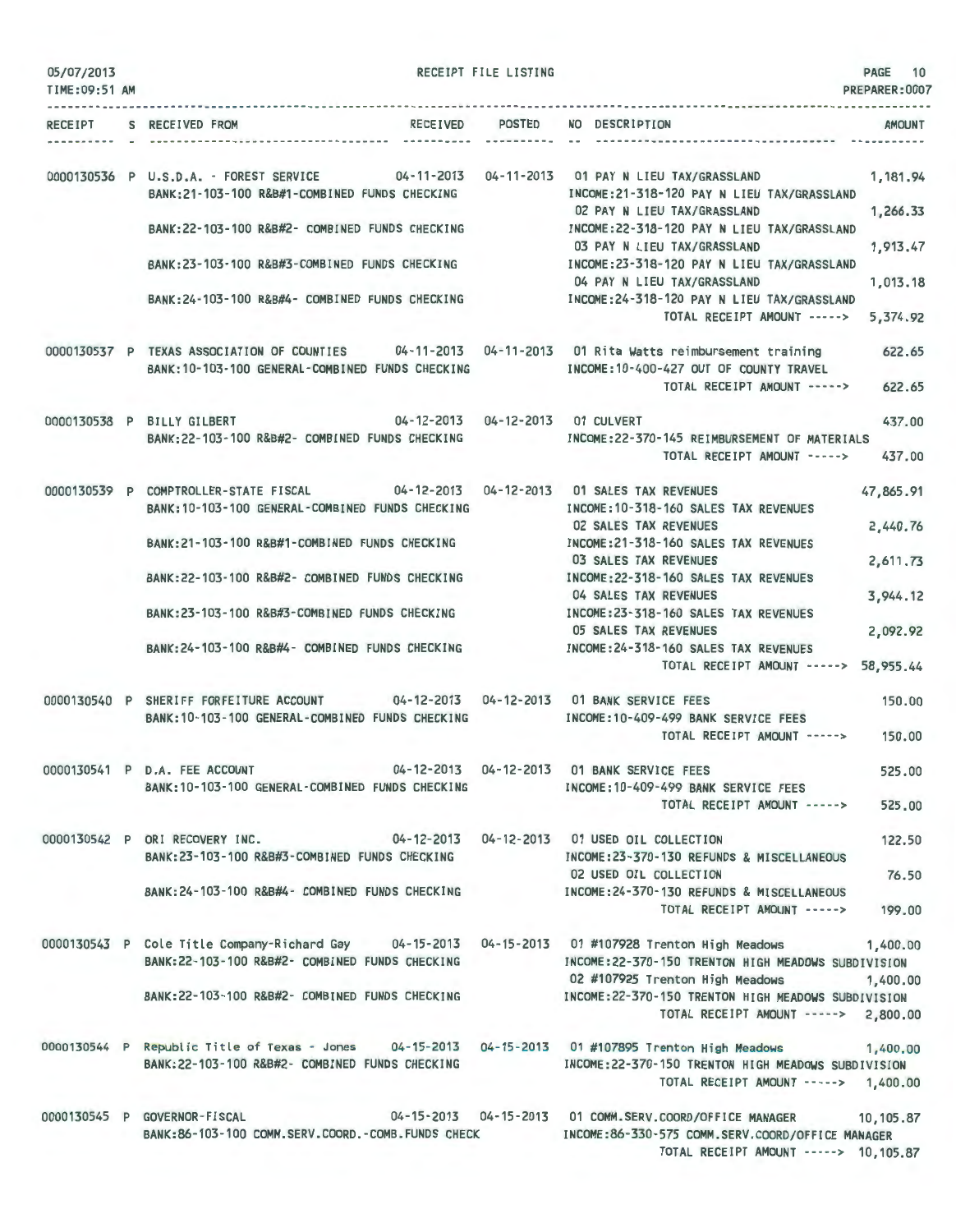RECEIPT FILE LISTING

05/07/2013
TIME:09:51 AM

PREPARER:0007

| RECEIPT | S | RECEIVED FROM | RECEIVED | POSTED | NO | DESCRIPTION | AMOUNT |
|---|---|---|---|---|---|---|---|
| 0000130536 | P | U.S.D.A. - FOREST SERVICE | 04-11-2013 | 04-11-2013 | 01 | PAY N LIEU TAX/GRASSLAND | 1,181.94 |
| | | BANK:21-103-100 R&B#1-COMBINED FUNDS CHECKING | | | | INCOME:21-318-120 PAY N LIEU TAX/GRASSLAND | |
| | | | | | 02 | PAY N LIEU TAX/GRASSLAND | 1,266.33 |
| | | BANK:22-103-100 R&B#2- COMBINED FUNDS CHECKING | | | | INCOME:22-318-120 PAY N LIEU TAX/GRASSLAND | |
| | | | | | 03 | PAY N LIEU TAX/GRASSLAND | 1,913.47 |
| | | BANK:23-103-100 R&B#3-COMBINED FUNDS CHECKING | | | | INCOME:23-318-120 PAY N LIEU TAX/GRASSLAND | |
| | | | | | 04 | PAY N LIEU TAX/GRASSLAND | 1,013.18 |
| | | BANK:24-103-100 R&B#4- COMBINED FUNDS CHECKING | | | | INCOME:24-318-120 PAY N LIEU TAX/GRASSLAND | |
| | | | | | | TOTAL RECEIPT AMOUNT -----> | 5,374.92 |
| 0000130537 | P | TEXAS ASSOCIATION OF COUNTIES | 04-11-2013 | 04-11-2013 | 01 | Rita Watts reimbursement training | 622.65 |
| | | BANK:10-103-100 GENERAL-COMBINED FUNDS CHECKING | | | | INCOME:10-400-427 OUT OF COUNTY TRAVEL | |
| | | | | | | TOTAL RECEIPT AMOUNT -----> | 622.65 |
| 0000130538 | P | BILLY GILBERT | 04-12-2013 | 04-12-2013 | 01 | CULVERT | 437.00 |
| | | BANK:22-103-100 R&B#2- COMBINED FUNDS CHECKING | | | | INCOME:22-370-145 REIMBURSEMENT OF MATERIALS | |
| | | | | | | TOTAL RECEIPT AMOUNT -----> | 437.00 |
| 0000130539 | P | COMPTROLLER-STATE FISCAL | 04-12-2013 | 04-12-2013 | 01 | SALES TAX REVENUES | 47,865.91 |
| | | BANK:10-103-100 GENERAL-COMBINED FUNDS CHECKING | | | | INCOME:10-318-160 SALES TAX REVENUES | |
| | | | | | 02 | SALES TAX REVENUES | 2,440.76 |
| | | BANK:21-103-100 R&B#1-COMBINED FUNDS CHECKING | | | | INCOME:21-318-160 SALES TAX REVENUES | |
| | | | | | 03 | SALES TAX REVENUES | 2,611.73 |
| | | BANK:22-103-100 R&B#2- COMBINED FUNDS CHECKING | | | | INCOME:22-318-160 SALES TAX REVENUES | |
| | | | | | 04 | SALES TAX REVENUES | 3,944.12 |
| | | BANK:23-103-100 R&B#3-COMBINED FUNDS CHECKING | | | | INCOME:23-318-160 SALES TAX REVENUES | |
| | | | | | 05 | SALES TAX REVENUES | 2,092.92 |
| | | BANK:24-103-100 R&B#4- COMBINED FUNDS CHECKING | | | | INCOME:24-318-160 SALES TAX REVENUES | |
| | | | | | | TOTAL RECEIPT AMOUNT -----> | 58,955.44 |
| 0000130540 | P | SHERIFF FORFEITURE ACCOUNT | 04-12-2013 | 04-12-2013 | 01 | BANK SERVICE FEES | 150.00 |
| | | BANK:10-103-100 GENERAL-COMBINED FUNDS CHECKING | | | | INCOME:10-409-499 BANK SERVICE FEES | |
| | | | | | | TOTAL RECEIPT AMOUNT -----> | 150.00 |
| 0000130541 | P | D.A. FEE ACCOUNT | 04-12-2013 | 04-12-2013 | 01 | BANK SERVICE FEES | 525.00 |
| | | BANK:10-103-100 GENERAL-COMBINED FUNDS CHECKING | | | | INCOME:10-409-499 BANK SERVICE FEES | |
| | | | | | | TOTAL RECEIPT AMOUNT -----> | 525.00 |
| 0000130542 | P | ORI RECOVERY INC. | 04-12-2013 | 04-12-2013 | 01 | USED OIL COLLECTION | 122.50 |
| | | BANK:23-103-100 R&B#3-COMBINED FUNDS CHECKING | | | | INCOME:23-370-130 REFUNDS & MISCELLANEOUS | |
| | | | | | 02 | USED OIL COLLECTION | 76.50 |
| | | BANK:24-103-100 R&B#4- COMBINED FUNDS CHECKING | | | | INCOME:24-370-130 REFUNDS & MISCELLANEOUS | |
| | | | | | | TOTAL RECEIPT AMOUNT -----> | 199.00 |
| 0000130543 | P | Cole Title Company-Richard Gay | 04-15-2013 | 04-15-2013 | 01 | #107928 Trenton High Meadows | 1,400.00 |
| | | BANK:22-103-100 R&B#2- COMBINED FUNDS CHECKING | | | | INCOME:22-370-150 TRENTON HIGH MEADOWS SUBDIVISION | |
| | | | | | 02 | #107925 Trenton High Meadows | 1,400.00 |
| | | BANK:22-103-100 R&B#2- COMBINED FUNDS CHECKING | | | | INCOME:22-370-150 TRENTON HIGH MEADOWS SUBDIVISION | |
| | | | | | | TOTAL RECEIPT AMOUNT -----> | 2,800.00 |
| 0000130544 | P | Republic Title of Texas - Jones | 04-15-2013 | 04-15-2013 | 01 | #107895 Trenton High Meadows | 1,400.00 |
| | | BANK:22-103-100 R&B#2- COMBINED FUNDS CHECKING | | | | INCOME:22-370-150 TRENTON HIGH MEADOWS SUBDIVISION | |
| | | | | | | TOTAL RECEIPT AMOUNT -----> | 1,400.00 |
| 0000130545 | P | GOVERNOR-FISCAL | 04-15-2013 | 04-15-2013 | 01 | COMM.SERV.COORD/OFFICE MANAGER | 10,105.87 |
| | | BANK:86-103-100 COMM.SERV.COORD.-COMB.FUNDS CHECK | | | | INCOME:86-330-575 COMM.SERV.COORD/OFFICE MANAGER | |
| | | | | | | TOTAL RECEIPT AMOUNT -----> | 10,105.87 |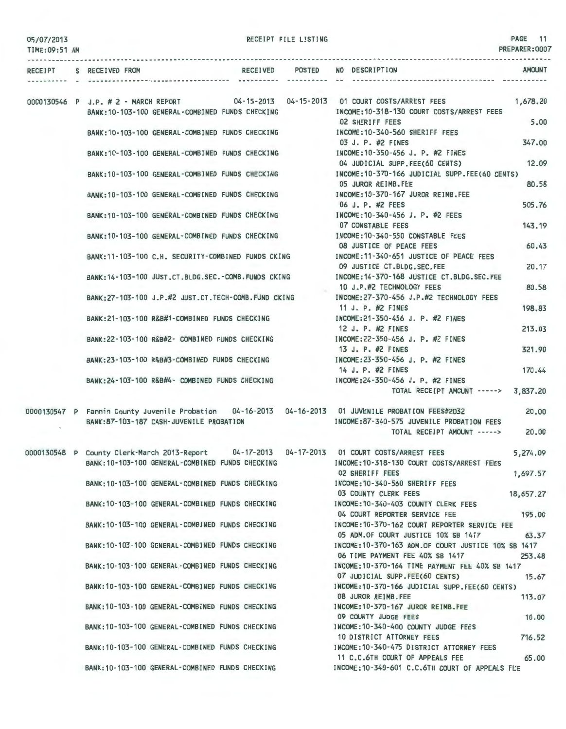RECEIPT FILE LISTING

| RECEIPT | S | RECEIVED FROM | RECEIVED | POSTED | NO | DESCRIPTION | AMOUNT |
|---|---|---|---|---|---|---|---|
| 0000130546 | P | J.P. # 2 - MARCH REPORT | 04-15-2013 | 04-15-2013 | 01 | COURT COSTS/ARREST FEES | 1,678.20 |
| | | BANK:10-103-100 GENERAL-COMBINED FUNDS CHECKING | | | | INCOME:10-318-130 COURT COSTS/ARREST FEES | |
| | | | | | 02 | SHERIFF FEES | 5.00 |
| | | BANK:10-103-100 GENERAL-COMBINED FUNDS CHECKING | | | | INCOME:10-340-560 SHERIFF FEES | |
| | | | | | 03 | J. P. #2 FINES | 347.00 |
| | | BANK:10-103-100 GENERAL-COMBINED FUNDS CHECKING | | | | INCOME:10-350-456 J. P. #2 FINES | |
| | | | | | 04 | JUDICIAL SUPP.FEE(60 CENTS) | 12.09 |
| | | BANK:10-103-100 GENERAL-COMBINED FUNDS CHECKING | | | | INCOME:10-370-166 JUDICIAL SUPP.FEE(60 CENTS) | |
| | | | | | 05 | JUROR REIMB.FEE | 80.58 |
| | | BANK:10-103-100 GENERAL-COMBINED FUNDS CHECKING | | | | INCOME:10-370-167 JUROR REIMB.FEE | |
| | | | | | 06 | J. P. #2 FEES | 505.76 |
| | | BANK:10-103-100 GENERAL-COMBINED FUNDS CHECKING | | | | INCOME:10-340-456 J. P. #2 FEES | |
| | | | | | 07 | CONSTABLE FEES | 143.19 |
| | | BANK:10-103-100 GENERAL-COMBINED FUNDS CHECKING | | | | INCOME:10-340-550 CONSTABLE FEES | |
| | | | | | 08 | JUSTICE OF PEACE FEES | 60.43 |
| | | BANK:11-103-100 C.H. SECURITY-COMBINED FUNDS CKING | | | | INCOME:11-340-651 JUSTICE OF PEACE FEES | |
| | | | | | 09 | JUSTICE CT.BLDG.SEC.FEE | 20.17 |
| | | BANK:14-103-100 JUST.CT.BLDG.SEC.-COMB.FUNDS CKING | | | | INCOME:14-370-168 JUSTICE CT.BLDG.SEC.FEE | |
| | | | | | 10 | J.P.#2 TECHNOLOGY FEES | 80.58 |
| | | BANK:27-103-100 J.P.#2 JUST.CT.TECH-COMB.FUND CKING | | | | INCOME:27-370-456 J.P.#2 TECHNOLOGY FEES | |
| | | | | | 11 | J. P. #2 FINES | 198.83 |
| | | BANK:21-103-100 R&B#1-COMBINED FUNDS CHECKING | | | | INCOME:21-350-456 J. P. #2 FINES | |
| | | | | | 12 | J. P. #2 FINES | 213.03 |
| | | BANK:22-103-100 R&B#2- COMBINED FUNDS CHECKING | | | | INCOME:22-350-456 J. P. #2 FINES | |
| | | | | | 13 | J. P. #2 FINES | 321.90 |
| | | BANK:23-103-100 R&B#3-COMBINED FUNDS CHECKING | | | | INCOME:23-350-456 J. P. #2 FINES | |
| | | | | | 14 | J. P. #2 FINES | 170.44 |
| | | BANK:24-103-100 R&B#4- COMBINED FUNDS CHECKING | | | | INCOME:24-350-456 J. P. #2 FINES | |
| | | | | | | TOTAL RECEIPT AMOUNT -----> | 3,837.20 |
| 0000130547 | P | Fannin County Juvenile Probation | 04-16-2013 | 04-16-2013 | 01 | JUVENILE PROBATION FEES#2032 | 20.00 |
| | | BANK:87-103-187 CASH-JUVENILE PROBATION | | | | INCOME:87-340-575 JUVENILE PROBATION FEES | |
| | | | | | | TOTAL RECEIPT AMOUNT -----> | 20.00 |
| 0000130548 | P | County Clerk-March 2013-Report | 04-17-2013 | 04-17-2013 | 01 | COURT COSTS/ARREST FEES | 5,274.09 |
| | | BANK:10-103-100 GENERAL-COMBINED FUNDS CHECKING | | | | INCOME:10-318-130 COURT COSTS/ARREST FEES | |
| | | | | | 02 | SHERIFF FEES | 1,697.57 |
| | | BANK:10-103-100 GENERAL-COMBINED FUNDS CHECKING | | | | INCOME:10-340-560 SHERIFF FEES | |
| | | | | | 03 | COUNTY CLERK FEES | 18,657.27 |
| | | BANK:10-103-100 GENERAL-COMBINED FUNDS CHECKING | | | | INCOME:10-340-403 COUNTY CLERK FEES | |
| | | | | | 04 | COURT REPORTER SERVICE FEE | 195.00 |
| | | BANK:10-103-100 GENERAL-COMBINED FUNDS CHECKING | | | | INCOME:10-370-162 COURT REPORTER SERVICE FEE | |
| | | | | | 05 | ADM.OF COURT JUSTICE 10% SB 1417 | 63.37 |
| | | BANK:10-103-100 GENERAL-COMBINED FUNDS CHECKING | | | | INCOME:10-370-163 ADM.OF COURT JUSTICE 10% SB 1417 | |
| | | | | | 06 | TIME PAYMENT FEE 40% SB 1417 | 253.48 |
| | | BANK:10-103-100 GENERAL-COMBINED FUNDS CHECKING | | | | INCOME:10-370-164 TIME PAYMENT FEE 40% SB 1417 | |
| | | | | | 07 | JUDICIAL SUPP.FEE(60 CENTS) | 15.67 |
| | | BANK:10-103-100 GENERAL-COMBINED FUNDS CHECKING | | | | INCOME:10-370-166 JUDICIAL SUPP.FEE(60 CENTS) | |
| | | | | | 08 | JUROR REIMB.FEE | 113.07 |
| | | BANK:10-103-100 GENERAL-COMBINED FUNDS CHECKING | | | | INCOME:10-370-167 JUROR REIMB.FEE | |
| | | | | | 09 | COUNTY JUDGE FEES | 10.00 |
| | | BANK:10-103-100 GENERAL-COMBINED FUNDS CHECKING | | | | INCOME:10-340-400 COUNTY JUDGE FEES | |
| | | | | | 10 | DISTRICT ATTORNEY FEES | 716.52 |
| | | BANK:10-103-100 GENERAL-COMBINED FUNDS CHECKING | | | | INCOME:10-340-475 DISTRICT ATTORNEY FEES | |
| | | | | | 11 | C.C.6TH COURT OF APPEALS FEE | 65.00 |
| | | BANK:10-103-100 GENERAL-COMBINED FUNDS CHECKING | | | | INCOME:10-340-601 C.C.6TH COURT OF APPEALS FEE | |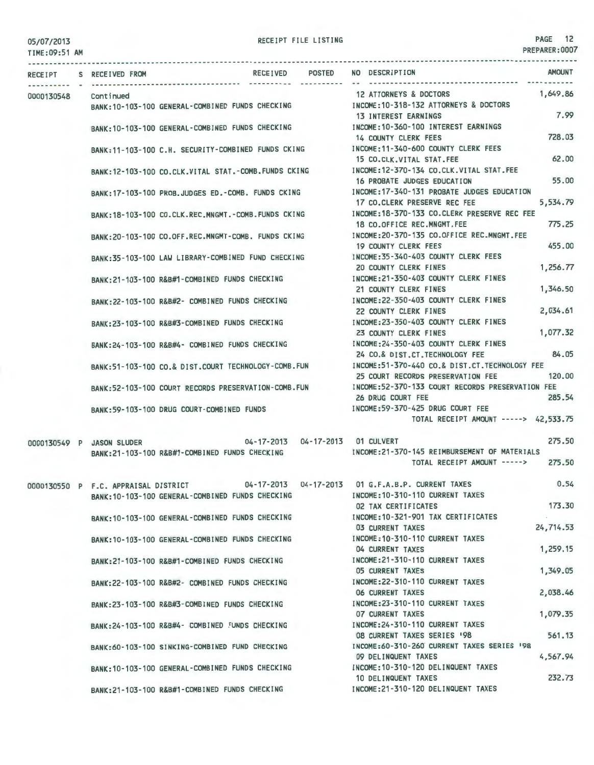05/07/2013
TIME:09:51 AM

RECEIPT FILE LISTING

PREPARER:0007

| RECEIPT | S | RECEIVED FROM | RECEIVED | POSTED | NO | DESCRIPTION | AMOUNT |
|---|---|---|---|---|---|---|---|
| 0000130548 | | Continued | | | 12 | ATTORNEYS & DOCTORS | 1,649.86 |
| | | BANK:10-103-100 GENERAL-COMBINED FUNDS CHECKING | | | | INCOME:10-318-132 ATTORNEYS & DOCTORS | |
| | | | | | 13 | INTEREST EARNINGS | 7.99 |
| | | BANK:10-103-100 GENERAL-COMBINED FUNDS CHECKING | | | | INCOME:10-360-100 INTEREST EARNINGS | |
| | | | | | 14 | COUNTY CLERK FEES | 728.03 |
| | | BANK:11-103-100 C.H. SECURITY-COMBINED FUNDS CKING | | | | INCOME:11-340-600 COUNTY CLERK FEES | |
| | | | | | 15 | CO.CLK.VITAL STAT.FEE | 62.00 |
| | | BANK:12-103-100 CO.CLK.VITAL STAT.-COMB.FUNDS CKING | | | | INCOME:12-370-134 CO.CLK.VITAL STAT.FEE | |
| | | | | | 16 | PROBATE JUDGES EDUCATION | 55.00 |
| | | BANK:17-103-100 PROB.JUDGES ED.-COMB. FUNDS CKING | | | | INCOME:17-340-131 PROBATE JUDGES EDUCATION | |
| | | | | | 17 | CO.CLERK PRESERVE REC FEE | 5,534.79 |
| | | BANK:18-103-100 CO.CLK.REC.MNGMT.-COMB.FUNDS CKING | | | | INCOME:18-370-133 CO.CLERK PRESERVE REC FEE | |
| | | | | | 18 | CO.OFFICE REC.MNGMT.FEE | 775.25 |
| | | BANK:20-103-100 CO.OFF.REC.MNGMT-COMB. FUNDS CKING | | | | INCOME:20-370-135 CO.OFFICE REC.MNGMT.FEE | |
| | | | | | 19 | COUNTY CLERK FEES | 455.00 |
| | | BANK:35-103-100 LAW LIBRARY-COMBINED FUND CHECKING | | | | INCOME:35-340-403 COUNTY CLERK FEES | |
| | | | | | 20 | COUNTY CLERK FINES | 1,256.77 |
| | | BANK:21-103-100 R&B#1-COMBINED FUNDS CHECKING | | | | INCOME:21-350-403 COUNTY CLERK FINES | |
| | | | | | 21 | COUNTY CLERK FINES | 1,346.50 |
| | | BANK:22-103-100 R&B#2- COMBINED FUNDS CHECKING | | | | INCOME:22-350-403 COUNTY CLERK FINES | |
| | | | | | 22 | COUNTY CLERK FINES | 2,034.61 |
| | | BANK:23-103-100 R&B#3-COMBINED FUNDS CHECKING | | | | INCOME:23-350-403 COUNTY CLERK FINES | |
| | | | | | 23 | COUNTY CLERK FINES | 1,077.32 |
| | | BANK:24-103-100 R&B#4- COMBINED FUNDS CHECKING | | | | INCOME:24-350-403 COUNTY CLERK FINES | |
| | | | | | 24 | CO.& DIST.CT.TECHNOLOGY FEE | 84.05 |
| | | BANK:51-103-100 CO.& DIST.COURT TECHNOLOGY-COMB.FUN | | | | INCOME:51-370-440 CO.& DIST.CT.TECHNOLOGY FEE | |
| | | | | | 25 | COURT RECORDS PRESERVATION FEE | 120.00 |
| | | BANK:52-103-100 COURT RECORDS PRESERVATION-COMB.FUN | | | | INCOME:52-370-133 COURT RECORDS PRESERVATION FEE | |
| | | | | | 26 | DRUG COURT FEE | 285.54 |
| | | BANK:59-103-100 DRUG COURT-COMBINED FUNDS | | | | INCOME:59-370-425 DRUG COURT FEE | |
| | | | | | | TOTAL RECEIPT AMOUNT -----> | 42,533.75 |
| 0000130549 | P | JASON SLUDER | 04-17-2013 | 04-17-2013 | 01 | CULVERT | 275.50 |
| | | BANK:21-103-100 R&B#1-COMBINED FUNDS CHECKING | | | | INCOME:21-370-145 REIMBURSEMENT OF MATERIALS | |
| | | | | | | TOTAL RECEIPT AMOUNT -----> | 275.50 |
| 0000130550 | P | F.C. APPRAISAL DISTRICT | 04-17-2013 | 04-17-2013 | 01 | G.F.A.B.P. CURRENT TAXES | 0.54 |
| | | BANK:10-103-100 GENERAL-COMBINED FUNDS CHECKING | | | | INCOME:10-310-110 CURRENT TAXES | |
| | | | | | 02 | TAX CERTIFICATES | 173.30 |
| | | BANK:10-103-100 GENERAL-COMBINED FUNDS CHECKING | | | | INCOME:10-321-901 TAX CERTIFICATES | |
| | | | | | 03 | CURRENT TAXES | 24,714.53 |
| | | BANK:10-103-100 GENERAL-COMBINED FUNDS CHECKING | | | | INCOME:10-310-110 CURRENT TAXES | |
| | | | | | 04 | CURRENT TAXES | 1,259.15 |
| | | BANK:21-103-100 R&B#1-COMBINED FUNDS CHECKING | | | | INCOME:21-310-110 CURRENT TAXES | |
| | | | | | 05 | CURRENT TAXES | 1,349.05 |
| | | BANK:22-103-100 R&B#2- COMBINED FUNDS CHECKING | | | | INCOME:22-310-110 CURRENT TAXES | |
| | | | | | 06 | CURRENT TAXES | 2,038.46 |
| | | BANK:23-103-100 R&B#3-COMBINED FUNDS CHECKING | | | | INCOME:23-310-110 CURRENT TAXES | |
| | | | | | 07 | CURRENT TAXES | 1,079.35 |
| | | BANK:24-103-100 R&B#4- COMBINED FUNDS CHECKING | | | | INCOME:24-310-110 CURRENT TAXES | |
| | | | | | 08 | CURRENT TAXES SERIES '98 | 561.13 |
| | | BANK:60-103-100 SINKING-COMBINED FUND CHECKING | | | | INCOME:60-310-260 CURRENT TAXES SERIES '98 | |
| | | | | | 09 | DELINQUENT TAXES | 4,567.94 |
| | | BANK:10-103-100 GENERAL-COMBINED FUNDS CHECKING | | | | INCOME:10-310-120 DELINQUENT TAXES | |
| | | | | | 10 | DELINQUENT TAXES | 232.73 |
| | | BANK:21-103-100 R&B#1-COMBINED FUNDS CHECKING | | | | INCOME:21-310-120 DELINQUENT TAXES | |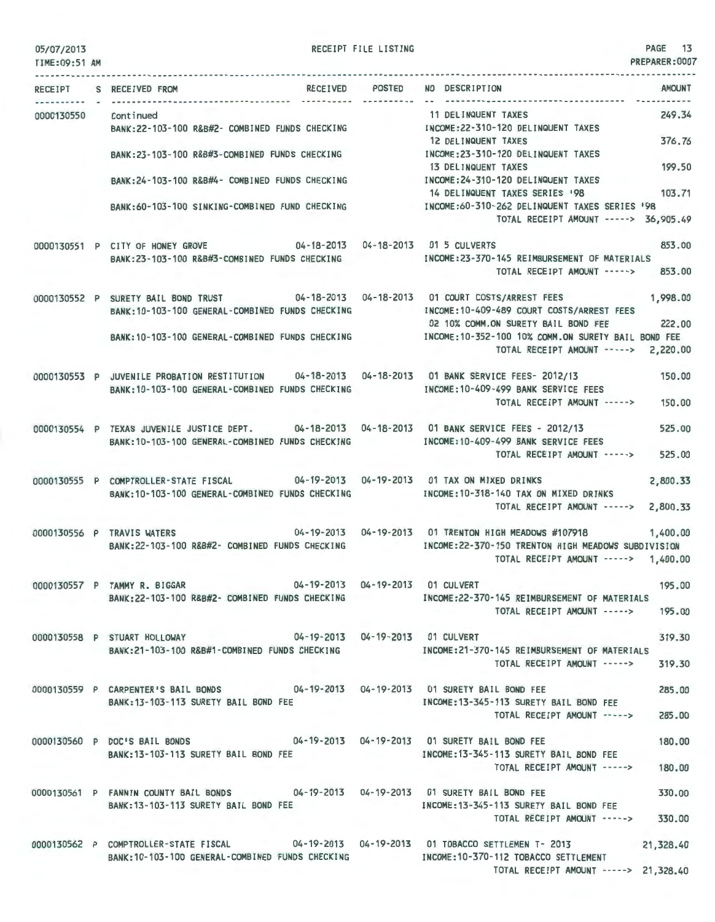RECEIPT FILE LISTING

05/07/2013
TIME:09:51 AM

PREPARER:0007

| RECEIPT | S | RECEIVED FROM | RECEIVED | POSTED | NO | DESCRIPTION | AMOUNT |
|---|---|---|---|---|---|---|---|
| 0000130550 | | Continued | | | 11 | DELINQUENT TAXES | 249.34 |
| | | BANK:22-103-100 R&B#2- COMBINED FUNDS CHECKING | | | | INCOME:22-310-120 DELINQUENT TAXES | |
| | | | | | 12 | DELINQUENT TAXES | 376.76 |
| | | BANK:23-103-100 R&B#3-COMBINED FUNDS CHECKING | | | | INCOME:23-310-120 DELINQUENT TAXES | |
| | | | | | 13 | DELINQUENT TAXES | 199.50 |
| | | BANK:24-103-100 R&B#4- COMBINED FUNDS CHECKING | | | | INCOME:24-310-120 DELINQUENT TAXES | |
| | | | | | 14 | DELINQUENT TAXES SERIES '98 | 103.71 |
| | | BANK:60-103-100 SINKING-COMBINED FUND CHECKING | | | | INCOME:60-310-262 DELINQUENT TAXES SERIES '98 | |
| | | | | | | TOTAL RECEIPT AMOUNT -----> | 36,905.49 |
| 0000130551 | P | CITY OF HONEY GROVE | 04-18-2013 | 04-18-2013 | 01 | 5 CULVERTS | 853.00 |
| | | BANK:23-103-100 R&B#3-COMBINED FUNDS CHECKING | | | | INCOME:23-370-145 REIMBURSEMENT OF MATERIALS | |
| | | | | | | TOTAL RECEIPT AMOUNT -----> | 853.00 |
| 0000130552 | P | SURETY BAIL BOND TRUST | 04-18-2013 | 04-18-2013 | 01 | COURT COSTS/ARREST FEES | 1,998.00 |
| | | BANK:10-103-100 GENERAL-COMBINED FUNDS CHECKING | | | | INCOME:10-409-489 COURT COSTS/ARREST FEES | |
| | | | | | 02 | 10% COMM.ON SURETY BAIL BOND FEE | 222.00 |
| | | BANK:10-103-100 GENERAL-COMBINED FUNDS CHECKING | | | | INCOME:10-352-100 10% COMM.ON SURETY BAIL BOND FEE | |
| | | | | | | TOTAL RECEIPT AMOUNT -----> | 2,220.00 |
| 0000130553 | P | JUVENILE PROBATION RESTITUTION | 04-18-2013 | 04-18-2013 | 01 | BANK SERVICE FEES- 2012/13 | 150.00 |
| | | BANK:10-103-100 GENERAL-COMBINED FUNDS CHECKING | | | | INCOME:10-409-499 BANK SERVICE FEES | |
| | | | | | | TOTAL RECEIPT AMOUNT -----> | 150.00 |
| 0000130554 | P | TEXAS JUVENILE JUSTICE DEPT. | 04-18-2013 | 04-18-2013 | 01 | BANK SERVICE FEES - 2012/13 | 525.00 |
| | | BANK:10-103-100 GENERAL-COMBINED FUNDS CHECKING | | | | INCOME:10-409-499 BANK SERVICE FEES | |
| | | | | | | TOTAL RECEIPT AMOUNT -----> | 525.00 |
| 0000130555 | P | COMPTROLLER-STATE FISCAL | 04-19-2013 | 04-19-2013 | 01 | TAX ON MIXED DRINKS | 2,800.33 |
| | | BANK:10-103-100 GENERAL-COMBINED FUNDS CHECKING | | | | INCOME:10-318-140 TAX ON MIXED DRINKS | |
| | | | | | | TOTAL RECEIPT AMOUNT -----> | 2,800.33 |
| 0000130556 | P | TRAVIS WATERS | 04-19-2013 | 04-19-2013 | 01 | TRENTON HIGH MEADOWS #107918 | 1,400.00 |
| | | BANK:22-103-100 R&B#2- COMBINED FUNDS CHECKING | | | | INCOME:22-370-150 TRENTON HIGH MEADOWS SUBDIVISION | |
| | | | | | | TOTAL RECEIPT AMOUNT -----> | 1,400.00 |
| 0000130557 | P | TAMMY R. BIGGAR | 04-19-2013 | 04-19-2013 | 01 | CULVERT | 195.00 |
| | | BANK:22-103-100 R&B#2- COMBINED FUNDS CHECKING | | | | INCOME:22-370-145 REIMBURSEMENT OF MATERIALS | |
| | | | | | | TOTAL RECEIPT AMOUNT -----> | 195.00 |
| 0000130558 | P | STUART HOLLOWAY | 04-19-2013 | 04-19-2013 | 01 | CULVERT | 319.30 |
| | | BANK:21-103-100 R&B#1-COMBINED FUNDS CHECKING | | | | INCOME:21-370-145 REIMBURSEMENT OF MATERIALS | |
| | | | | | | TOTAL RECEIPT AMOUNT -----> | 319.30 |
| 0000130559 | P | CARPENTER'S BAIL BONDS | 04-19-2013 | 04-19-2013 | 01 | SURETY BAIL BOND FEE | 285.00 |
| | | BANK:13-103-113 SURETY BAIL BOND FEE | | | | INCOME:13-345-113 SURETY BAIL BOND FEE | |
| | | | | | | TOTAL RECEIPT AMOUNT -----> | 285.00 |
| 0000130560 | P | DOC'S BAIL BONDS | 04-19-2013 | 04-19-2013 | 01 | SURETY BAIL BOND FEE | 180.00 |
| | | BANK:13-103-113 SURETY BAIL BOND FEE | | | | INCOME:13-345-113 SURETY BAIL BOND FEE | |
| | | | | | | TOTAL RECEIPT AMOUNT -----> | 180.00 |
| 0000130561 | P | FANNIN COUNTY BAIL BONDS | 04-19-2013 | 04-19-2013 | 01 | SURETY BAIL BOND FEE | 330.00 |
| | | BANK:13-103-113 SURETY BAIL BOND FEE | | | | INCOME:13-345-113 SURETY BAIL BOND FEE | |
| | | | | | | TOTAL RECEIPT AMOUNT -----> | 330.00 |
| 0000130562 | P | COMPTROLLER-STATE FISCAL | 04-19-2013 | 04-19-2013 | 01 | TOBACCO SETTLEMEN T- 2013 | 21,328.40 |
| | | BANK:10-103-100 GENERAL-COMBINED FUNDS CHECKING | | | | INCOME:10-370-112 TOBACCO SETTLEMENT | |
| | | | | | | TOTAL RECEIPT AMOUNT -----> | 21,328.40 |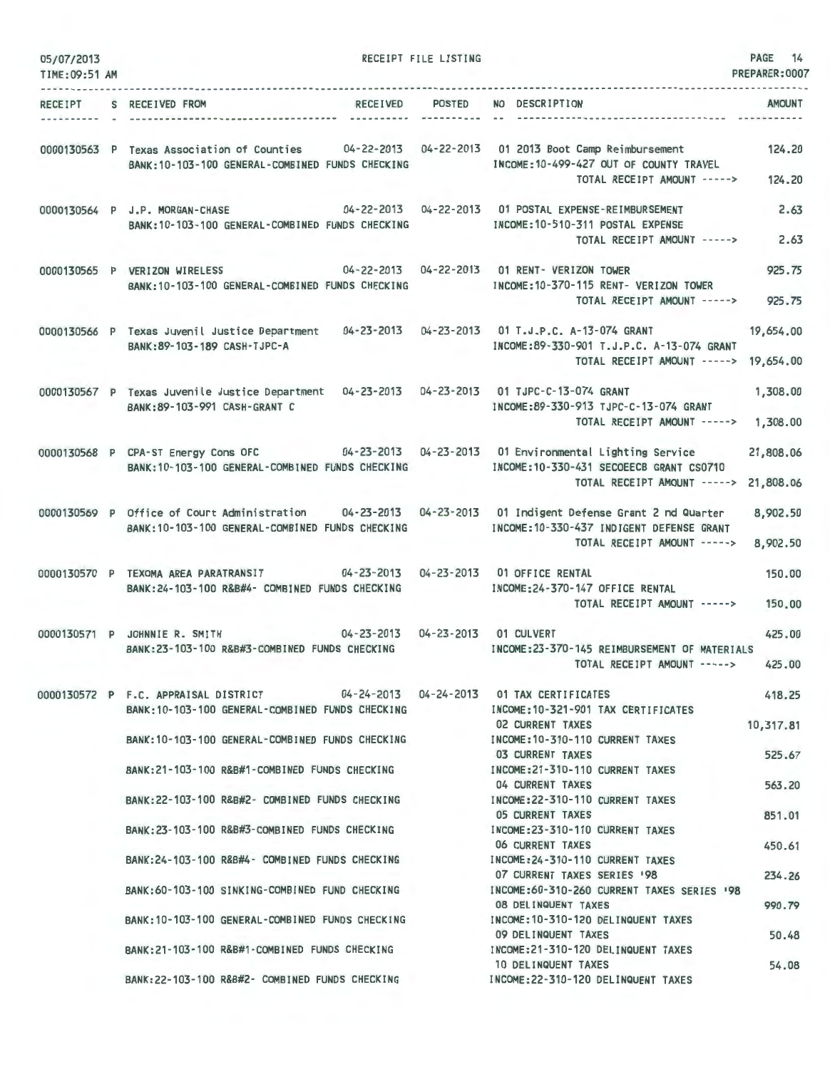RECEIPT FILE LISTING

| RECEIPT | S | RECEIVED FROM | RECEIVED | POSTED | NO | DESCRIPTION | AMOUNT |
|---|---|---|---|---|---|---|---|
| 0000130563 | P | Texas Association of Counties | 04-22-2013 | 04-22-2013 | 01 | 2013 Boot Camp Reimbursement | 124.20 |
| | | BANK:10-103-100 GENERAL-COMBINED FUNDS CHECKING | | | | INCOME:10-499-427 OUT OF COUNTY TRAVEL | |
| | | | | | | TOTAL RECEIPT AMOUNT -----> | 124.20 |
| 0000130564 | P | J.P. MORGAN-CHASE | 04-22-2013 | 04-22-2013 | 01 | POSTAL EXPENSE-REIMBURSEMENT | 2.63 |
| | | BANK:10-103-100 GENERAL-COMBINED FUNDS CHECKING | | | | INCOME:10-510-311 POSTAL EXPENSE | |
| | | | | | | TOTAL RECEIPT AMOUNT -----> | 2.63 |
| 0000130565 | P | VERIZON WIRELESS | 04-22-2013 | 04-22-2013 | 01 | RENT- VERIZON TOWER | 925.75 |
| | | BANK:10-103-100 GENERAL-COMBINED FUNDS CHECKING | | | | INCOME:10-370-115 RENT- VERIZON TOWER | |
| | | | | | | TOTAL RECEIPT AMOUNT -----> | 925.75 |
| 0000130566 | P | Texas Juvenil Justice Department | 04-23-2013 | 04-23-2013 | 01 | T.J.P.C. A-13-074 GRANT | 19,654.00 |
| | | BANK:89-103-189 CASH-TJPC-A | | | | INCOME:89-330-901 T.J.P.C. A-13-074 GRANT | |
| | | | | | | TOTAL RECEIPT AMOUNT -----> | 19,654.00 |
| 0000130567 | P | Texas Juvenile Justice Department | 04-23-2013 | 04-23-2013 | 01 | TJPC-C-13-074 GRANT | 1,308.00 |
| | | BANK:89-103-991 CASH-GRANT C | | | | INCOME:89-330-913 TJPC-C-13-074 GRANT | |
| | | | | | | TOTAL RECEIPT AMOUNT -----> | 1,308.00 |
| 0000130568 | P | CPA-ST Energy Cons OFC | 04-23-2013 | 04-23-2013 | 01 | Environmental Lighting Service | 21,808.06 |
| | | BANK:10-103-100 GENERAL-COMBINED FUNDS CHECKING | | | | INCOME:10-330-431 SECOEECB GRANT CS0710 | |
| | | | | | | TOTAL RECEIPT AMOUNT -----> | 21,808.06 |
| 0000130569 | P | Office of Court Administration | 04-23-2013 | 04-23-2013 | 01 | Indigent Defense Grant 2 nd Quarter | 8,902.50 |
| | | BANK:10-103-100 GENERAL-COMBINED FUNDS CHECKING | | | | INCOME:10-330-437 INDIGENT DEFENSE GRANT | |
| | | | | | | TOTAL RECEIPT AMOUNT -----> | 8,902.50 |
| 0000130570 | P | TEXOMA AREA PARATRANSIT | 04-23-2013 | 04-23-2013 | 01 | OFFICE RENTAL | 150.00 |
| | | BANK:24-103-100 R&B#4- COMBINED FUNDS CHECKING | | | | INCOME:24-370-147 OFFICE RENTAL | |
| | | | | | | TOTAL RECEIPT AMOUNT -----> | 150.00 |
| 0000130571 | P | JOHNNIE R. SMITH | 04-23-2013 | 04-23-2013 | 01 | CULVERT | 425.00 |
| | | BANK:23-103-100 R&B#3-COMBINED FUNDS CHECKING | | | | INCOME:23-370-145 REIMBURSEMENT OF MATERIALS | |
| | | | | | | TOTAL RECEIPT AMOUNT -----> | 425.00 |
| 0000130572 | P | F.C. APPRAISAL DISTRICT | 04-24-2013 | 04-24-2013 | 01 | TAX CERTIFICATES | 418.25 |
| | | BANK:10-103-100 GENERAL-COMBINED FUNDS CHECKING | | | | INCOME:10-321-901 TAX CERTIFICATES | |
| | | | | | 02 | CURRENT TAXES | 10,317.81 |
| | | BANK:10-103-100 GENERAL-COMBINED FUNDS CHECKING | | | | INCOME:10-310-110 CURRENT TAXES | |
| | | | | | 03 | CURRENT TAXES | 525.67 |
| | | BANK:21-103-100 R&B#1-COMBINED FUNDS CHECKING | | | | INCOME:21-310-110 CURRENT TAXES | |
| | | | | | 04 | CURRENT TAXES | 563.20 |
| | | BANK:22-103-100 R&B#2- COMBINED FUNDS CHECKING | | | | INCOME:22-310-110 CURRENT TAXES | |
| | | | | | 05 | CURRENT TAXES | 851.01 |
| | | BANK:23-103-100 R&B#3-COMBINED FUNDS CHECKING | | | | INCOME:23-310-110 CURRENT TAXES | |
| | | | | | 06 | CURRENT TAXES | 450.61 |
| | | BANK:24-103-100 R&B#4- COMBINED FUNDS CHECKING | | | | INCOME:24-310-110 CURRENT TAXES | |
| | | | | | 07 | CURRENT TAXES SERIES '98 | 234.26 |
| | | BANK:60-103-100 SINKING-COMBINED FUND CHECKING | | | | INCOME:60-310-260 CURRENT TAXES SERIES '98 | |
| | | | | | 08 | DELINQUENT TAXES | 990.79 |
| | | BANK:10-103-100 GENERAL-COMBINED FUNDS CHECKING | | | | INCOME:10-310-120 DELINQUENT TAXES | |
| | | | | | 09 | DELINQUENT TAXES | 50.48 |
| | | BANK:21-103-100 R&B#1-COMBINED FUNDS CHECKING | | | | INCOME:21-310-120 DELINQUENT TAXES | |
| | | | | | 10 | DELINQUENT TAXES | 54.08 |
| | | BANK:22-103-100 R&B#2- COMBINED FUNDS CHECKING | | | | INCOME:22-310-120 DELINQUENT TAXES | |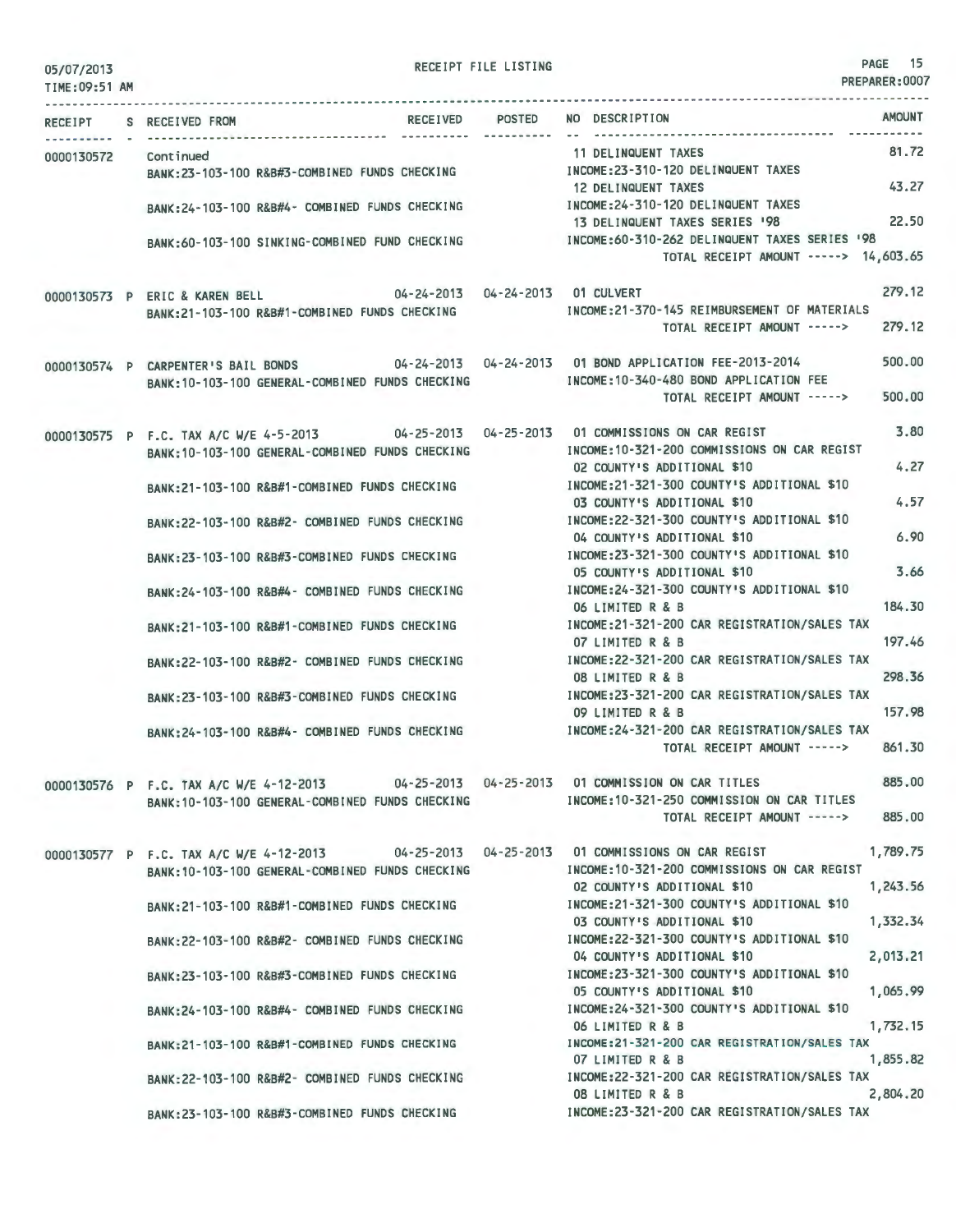| RECEIPT | S | RECEIVED FROM | RECEIVED | POSTED | NO | DESCRIPTION | AMOUNT |
|---|---|---|---|---|---|---|---|
| 0000130572 | | Continued | | | 11 | DELINQUENT TAXES | 81.72 |
| | | BANK:23-103-100 R&B#3-COMBINED FUNDS CHECKING | | | | INCOME:23-310-120 DELINQUENT TAXES | |
| | | | | | 12 | DELINQUENT TAXES | 43.27 |
| | | BANK:24-103-100 R&B#4- COMBINED FUNDS CHECKING | | | | INCOME:24-310-120 DELINQUENT TAXES | |
| | | | | | 13 | DELINQUENT TAXES SERIES '98 | 22.50 |
| | | BANK:60-103-100 SINKING-COMBINED FUND CHECKING | | | | INCOME:60-310-262 DELINQUENT TAXES SERIES '98 | |
| | | | | | | TOTAL RECEIPT AMOUNT -----> | 14,603.65 |
| 0000130573 | P | ERIC & KAREN BELL | 04-24-2013 | 04-24-2013 | 01 | CULVERT | 279.12 |
| | | BANK:21-103-100 R&B#1-COMBINED FUNDS CHECKING | | | | INCOME:21-370-145 REIMBURSEMENT OF MATERIALS | |
| | | | | | | TOTAL RECEIPT AMOUNT -----> | 279.12 |
| 0000130574 | P | CARPENTER'S BAIL BONDS | 04-24-2013 | 04-24-2013 | 01 | BOND APPLICATION FEE-2013-2014 | 500.00 |
| | | BANK:10-103-100 GENERAL-COMBINED FUNDS CHECKING | | | | INCOME:10-340-480 BOND APPLICATION FEE | |
| | | | | | | TOTAL RECEIPT AMOUNT -----> | 500.00 |
| 0000130575 | P | F.C. TAX A/C W/E 4-5-2013 | 04-25-2013 | 04-25-2013 | 01 | COMMISSIONS ON CAR REGIST | 3.80 |
| | | BANK:10-103-100 GENERAL-COMBINED FUNDS CHECKING | | | | INCOME:10-321-200 COMMISSIONS ON CAR REGIST | |
| | | | | | 02 | COUNTY'S ADDITIONAL $10 | 4.27 |
| | | BANK:21-103-100 R&B#1-COMBINED FUNDS CHECKING | | | | INCOME:21-321-300 COUNTY'S ADDITIONAL $10 | |
| | | | | | 03 | COUNTY'S ADDITIONAL $10 | 4.57 |
| | | BANK:22-103-100 R&B#2- COMBINED FUNDS CHECKING | | | | INCOME:22-321-300 COUNTY'S ADDITIONAL $10 | |
| | | | | | 04 | COUNTY'S ADDITIONAL $10 | 6.90 |
| | | BANK:23-103-100 R&B#3-COMBINED FUNDS CHECKING | | | | INCOME:23-321-300 COUNTY'S ADDITIONAL $10 | |
| | | | | | 05 | COUNTY'S ADDITIONAL $10 | 3.66 |
| | | BANK:24-103-100 R&B#4- COMBINED FUNDS CHECKING | | | | INCOME:24-321-300 COUNTY'S ADDITIONAL $10 | |
| | | | | | 06 | LIMITED R & B | 184.30 |
| | | BANK:21-103-100 R&B#1-COMBINED FUNDS CHECKING | | | | INCOME:21-321-200 CAR REGISTRATION/SALES TAX | |
| | | | | | 07 | LIMITED R & B | 197.46 |
| | | BANK:22-103-100 R&B#2- COMBINED FUNDS CHECKING | | | | INCOME:22-321-200 CAR REGISTRATION/SALES TAX | |
| | | | | | 08 | LIMITED R & B | 298.36 |
| | | BANK:23-103-100 R&B#3-COMBINED FUNDS CHECKING | | | | INCOME:23-321-200 CAR REGISTRATION/SALES TAX | |
| | | | | | 09 | LIMITED R & B | 157.98 |
| | | BANK:24-103-100 R&B#4- COMBINED FUNDS CHECKING | | | | INCOME:24-321-200 CAR REGISTRATION/SALES TAX | |
| | | | | | | TOTAL RECEIPT AMOUNT -----> | 861.30 |
| 0000130576 | P | F.C. TAX A/C W/E 4-12-2013 | 04-25-2013 | 04-25-2013 | 01 | COMMISSION ON CAR TITLES | 885.00 |
| | | BANK:10-103-100 GENERAL-COMBINED FUNDS CHECKING | | | | INCOME:10-321-250 COMMISSION ON CAR TITLES | |
| | | | | | | TOTAL RECEIPT AMOUNT -----> | 885.00 |
| 0000130577 | P | F.C. TAX A/C W/E 4-12-2013 | 04-25-2013 | 04-25-2013 | 01 | COMMISSIONS ON CAR REGIST | 1,789.75 |
| | | BANK:10-103-100 GENERAL-COMBINED FUNDS CHECKING | | | | INCOME:10-321-200 COMMISSIONS ON CAR REGIST | |
| | | | | | 02 | COUNTY'S ADDITIONAL $10 | 1,243.56 |
| | | BANK:21-103-100 R&B#1-COMBINED FUNDS CHECKING | | | | INCOME:21-321-300 COUNTY'S ADDITIONAL $10 | |
| | | | | | 03 | COUNTY'S ADDITIONAL $10 | 1,332.34 |
| | | BANK:22-103-100 R&B#2- COMBINED FUNDS CHECKING | | | | INCOME:22-321-300 COUNTY'S ADDITIONAL $10 | |
| | | | | | 04 | COUNTY'S ADDITIONAL $10 | 2,013.21 |
| | | BANK:23-103-100 R&B#3-COMBINED FUNDS CHECKING | | | | INCOME:23-321-300 COUNTY'S ADDITIONAL $10 | |
| | | | | | 05 | COUNTY'S ADDITIONAL $10 | 1,065.99 |
| | | BANK:24-103-100 R&B#4- COMBINED FUNDS CHECKING | | | | INCOME:24-321-300 COUNTY'S ADDITIONAL $10 | |
| | | | | | 06 | LIMITED R & B | 1,732.15 |
| | | BANK:21-103-100 R&B#1-COMBINED FUNDS CHECKING | | | | INCOME:21-321-200 CAR REGISTRATION/SALES TAX | |
| | | | | | 07 | LIMITED R & B | 1,855.82 |
| | | BANK:22-103-100 R&B#2- COMBINED FUNDS CHECKING | | | | INCOME:22-321-200 CAR REGISTRATION/SALES TAX | |
| | | | | | 08 | LIMITED R & B | 2,804.20 |
| | | BANK:23-103-100 R&B#3-COMBINED FUNDS CHECKING | | | | INCOME:23-321-200 CAR REGISTRATION/SALES TAX | |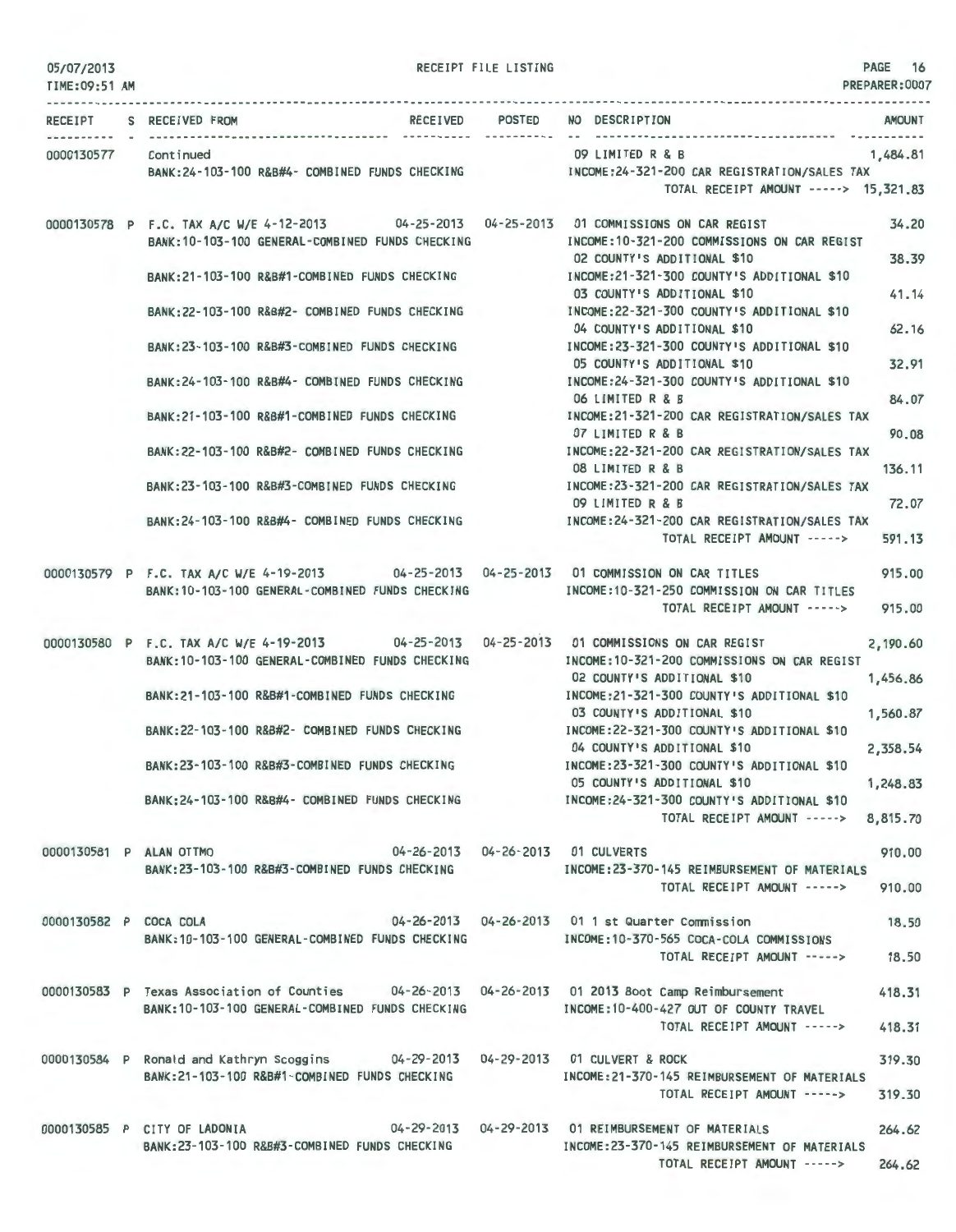05/07/2013 RECEIPT FILE LISTING PAGE 16
TIME:09:51 AM PREPARER:0007

| RECEIPT | S | RECEIVED FROM | RECEIVED | POSTED | NO DESCRIPTION | AMOUNT |
|---|---|---|---|---|---|---|
| 0000130577 | | Continued | | | 09 LIMITED R & B | 1,484.81 |
| | | BANK:24-103-100 R&B#4- COMBINED FUNDS CHECKING | | | INCOME:24-321-200 CAR REGISTRATION/SALES TAX | |
| | | | | | TOTAL RECEIPT AMOUNT -----> | 15,321.83 |
| 0000130578 | P | F.C. TAX A/C W/E 4-12-2013 | 04-25-2013 | 04-25-2013 | 01 COMMISSIONS ON CAR REGIST | 34.20 |
| | | BANK:10-103-100 GENERAL-COMBINED FUNDS CHECKING | | | INCOME:10-321-200 COMMISSIONS ON CAR REGIST | |
| | | | | | 02 COUNTY'S ADDITIONAL $10 | 38.39 |
| | | BANK:21-103-100 R&B#1-COMBINED FUNDS CHECKING | | | INCOME:21-321-300 COUNTY'S ADDITIONAL $10 | |
| | | | | | 03 COUNTY'S ADDITIONAL $10 | 41.14 |
| | | BANK:22-103-100 R&B#2- COMBINED FUNDS CHECKING | | | INCOME:22-321-300 COUNTY'S ADDITIONAL $10 | |
| | | | | | 04 COUNTY'S ADDITIONAL $10 | 62.16 |
| | | BANK:23-103-100 R&B#3-COMBINED FUNDS CHECKING | | | INCOME:23-321-300 COUNTY'S ADDITIONAL $10 | |
| | | | | | 05 COUNTY'S ADDITIONAL $10 | 32.91 |
| | | BANK:24-103-100 R&B#4- COMBINED FUNDS CHECKING | | | INCOME:24-321-300 COUNTY'S ADDITIONAL $10 | |
| | | | | | 06 LIMITED R & B | 84.07 |
| | | BANK:21-103-100 R&B#1-COMBINED FUNDS CHECKING | | | INCOME:21-321-200 CAR REGISTRATION/SALES TAX | |
| | | | | | 07 LIMITED R & B | 90.08 |
| | | BANK:22-103-100 R&B#2- COMBINED FUNDS CHECKING | | | INCOME:22-321-200 CAR REGISTRATION/SALES TAX | |
| | | | | | 08 LIMITED R & B | 136.11 |
| | | BANK:23-103-100 R&B#3-COMBINED FUNDS CHECKING | | | INCOME:23-321-200 CAR REGISTRATION/SALES TAX | |
| | | | | | 09 LIMITED R & B | 72.07 |
| | | BANK:24-103-100 R&B#4- COMBINED FUNDS CHECKING | | | INCOME:24-321-200 CAR REGISTRATION/SALES TAX | |
| | | | | | TOTAL RECEIPT AMOUNT -----> | 591.13 |
| 0000130579 | P | F.C. TAX A/C W/E 4-19-2013 | 04-25-2013 | 04-25-2013 | 01 COMMISSION ON CAR TITLES | 915.00 |
| | | BANK:10-103-100 GENERAL-COMBINED FUNDS CHECKING | | | INCOME:10-321-250 COMMISSION ON CAR TITLES | |
| | | | | | TOTAL RECEIPT AMOUNT -----> | 915.00 |
| 0000130580 | P | F.C. TAX A/C W/E 4-19-2013 | 04-25-2013 | 04-25-2013 | 01 COMMISSIONS ON CAR REGIST | 2,190.60 |
| | | BANK:10-103-100 GENERAL-COMBINED FUNDS CHECKING | | | INCOME:10-321-200 COMMISSIONS ON CAR REGIST | |
| | | | | | 02 COUNTY'S ADDITIONAL $10 | 1,456.86 |
| | | BANK:21-103-100 R&B#1-COMBINED FUNDS CHECKING | | | INCOME:21-321-300 COUNTY'S ADDITIONAL $10 | |
| | | | | | 03 COUNTY'S ADDITIONAL $10 | 1,560.87 |
| | | BANK:22-103-100 R&B#2- COMBINED FUNDS CHECKING | | | INCOME:22-321-300 COUNTY'S ADDITIONAL $10 | |
| | | | | | 04 COUNTY'S ADDITIONAL $10 | 2,358.54 |
| | | BANK:23-103-100 R&B#3-COMBINED FUNDS CHECKING | | | INCOME:23-321-300 COUNTY'S ADDITIONAL $10 | |
| | | | | | 05 COUNTY'S ADDITIONAL $10 | 1,248.83 |
| | | BANK:24-103-100 R&B#4- COMBINED FUNDS CHECKING | | | INCOME:24-321-300 COUNTY'S ADDITIONAL $10 | |
| | | | | | TOTAL RECEIPT AMOUNT -----> | 8,815.70 |
| 0000130581 | P | ALAN OTTMO | 04-26-2013 | 04-26-2013 | 01 CULVERTS | 910.00 |
| | | BANK:23-103-100 R&B#3-COMBINED FUNDS CHECKING | | | INCOME:23-370-145 REIMBURSEMENT OF MATERIALS | |
| | | | | | TOTAL RECEIPT AMOUNT -----> | 910.00 |
| 0000130582 | P | COCA COLA | 04-26-2013 | 04-26-2013 | 01 1 st Quarter Commission | 18.50 |
| | | BANK:10-103-100 GENERAL-COMBINED FUNDS CHECKING | | | INCOME:10-370-565 COCA-COLA COMMISSIONS | |
| | | | | | TOTAL RECEIPT AMOUNT -----> | 18.50 |
| 0000130583 | P | Texas Association of Counties | 04-26-2013 | 04-26-2013 | 01 2013 Boot Camp Reimbursement | 418.31 |
| | | BANK:10-103-100 GENERAL-COMBINED FUNDS CHECKING | | | INCOME:10-400-427 OUT OF COUNTY TRAVEL | |
| | | | | | TOTAL RECEIPT AMOUNT -----> | 418.31 |
| 0000130584 | P | Ronald and Kathryn Scoggins | 04-29-2013 | 04-29-2013 | 01 CULVERT & ROCK | 319.30 |
| | | BANK:21-103-100 R&B#1-COMBINED FUNDS CHECKING | | | INCOME:21-370-145 REIMBURSEMENT OF MATERIALS | |
| | | | | | TOTAL RECEIPT AMOUNT -----> | 319.30 |
| 0000130585 | P | CITY OF LADONIA | 04-29-2013 | 04-29-2013 | 01 REIMBURSEMENT OF MATERIALS | 264.62 |
| | | BANK:23-103-100 R&B#3-COMBINED FUNDS CHECKING | | | INCOME:23-370-145 REIMBURSEMENT OF MATERIALS | |
| | | | | | TOTAL RECEIPT AMOUNT -----> | 264.62 |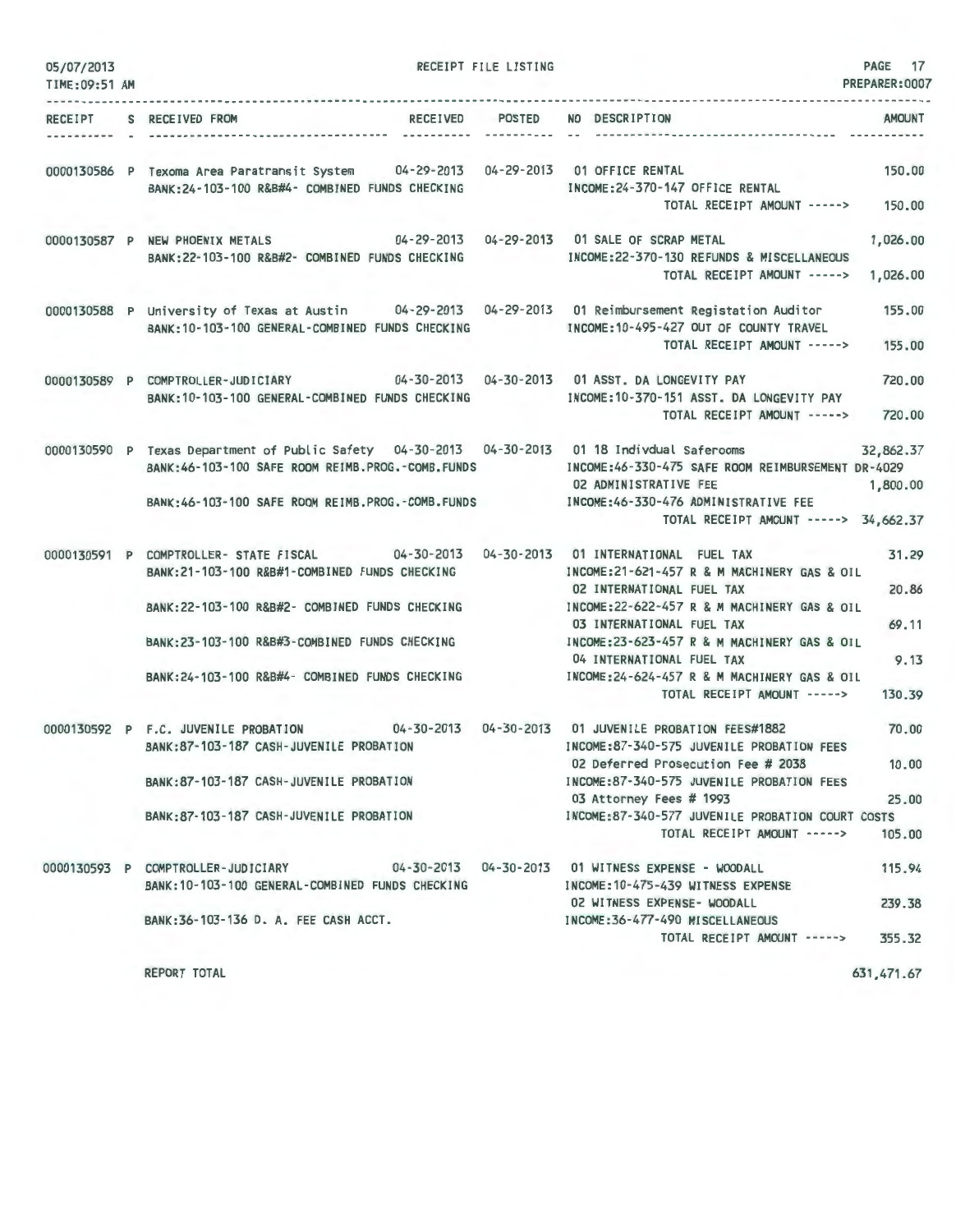RECEIPT FILE LISTING

05/07/2013
TIME:09:51 AM
PREPARER:0007

| RECEIPT | S | RECEIVED FROM | RECEIVED | POSTED | NO | DESCRIPTION | AMOUNT |
|---|---|---|---|---|---|---|---|
| 0000130586 | P | Texoma Area Paratransit System | 04-29-2013 | 04-29-2013 | 01 | OFFICE RENTAL | 150.00 |
| | | BANK:24-103-100 R&B#4- COMBINED FUNDS CHECKING | | | | INCOME:24-370-147 OFFICE RENTAL | |
| | | | | | | TOTAL RECEIPT AMOUNT -----> | 150.00 |
| 0000130587 | P | NEW PHOENIX METALS | 04-29-2013 | 04-29-2013 | 01 | SALE OF SCRAP METAL | 1,026.00 |
| | | BANK:22-103-100 R&B#2- COMBINED FUNDS CHECKING | | | | INCOME:22-370-130 REFUNDS & MISCELLANEOUS | |
| | | | | | | TOTAL RECEIPT AMOUNT -----> | 1,026.00 |
| 0000130588 | P | University of Texas at Austin | 04-29-2013 | 04-29-2013 | 01 | Reimbursement Registation Auditor | 155.00 |
| | | BANK:10-103-100 GENERAL-COMBINED FUNDS CHECKING | | | | INCOME:10-495-427 OUT OF COUNTY TRAVEL | |
| | | | | | | TOTAL RECEIPT AMOUNT -----> | 155.00 |
| 0000130589 | P | COMPTROLLER-JUDICIARY | 04-30-2013 | 04-30-2013 | 01 | ASST. DA LONGEVITY PAY | 720.00 |
| | | BANK:10-103-100 GENERAL-COMBINED FUNDS CHECKING | | | | INCOME:10-370-151 ASST. DA LONGEVITY PAY | |
| | | | | | | TOTAL RECEIPT AMOUNT -----> | 720.00 |
| 0000130590 | P | Texas Department of Public Safety | 04-30-2013 | 04-30-2013 | 01 | 18 Indivdual Saferooms | 32,862.37 |
| | | BANK:46-103-100 SAFE ROOM REIMB.PROG.-COMB.FUNDS | | | | INCOME:46-330-475 SAFE ROOM REIMBURSEMENT DR-4029 | |
| | | | | | 02 | ADMINISTRATIVE FEE | 1,800.00 |
| | | BANK:46-103-100 SAFE ROOM REIMB.PROG.-COMB.FUNDS | | | | INCOME:46-330-476 ADMINISTRATIVE FEE | |
| | | | | | | TOTAL RECEIPT AMOUNT -----> | 34,662.37 |
| 0000130591 | P | COMPTROLLER- STATE FISCAL | 04-30-2013 | 04-30-2013 | 01 | INTERNATIONAL FUEL TAX | 31.29 |
| | | BANK:21-103-100 R&B#1-COMBINED FUNDS CHECKING | | | | INCOME:21-621-457 R & M MACHINERY GAS & OIL | |
| | | | | | 02 | INTERNATIONAL FUEL TAX | 20.86 |
| | | BANK:22-103-100 R&B#2- COMBINED FUNDS CHECKING | | | | INCOME:22-622-457 R & M MACHINERY GAS & OIL | |
| | | | | | 03 | INTERNATIONAL FUEL TAX | 69.11 |
| | | BANK:23-103-100 R&B#3-COMBINED FUNDS CHECKING | | | | INCOME:23-623-457 R & M MACHINERY GAS & OIL | |
| | | | | | 04 | INTERNATIONAL FUEL TAX | 9.13 |
| | | BANK:24-103-100 R&B#4- COMBINED FUNDS CHECKING | | | | INCOME:24-624-457 R & M MACHINERY GAS & OIL | |
| | | | | | | TOTAL RECEIPT AMOUNT -----> | 130.39 |
| 0000130592 | P | F.C. JUVENILE PROBATION | 04-30-2013 | 04-30-2013 | 01 | JUVENILE PROBATION FEES#1882 | 70.00 |
| | | BANK:87-103-187 CASH-JUVENILE PROBATION | | | | INCOME:87-340-575 JUVENILE PROBATION FEES | |
| | | | | | 02 | Deferred Prosecution Fee # 2038 | 10.00 |
| | | BANK:87-103-187 CASH-JUVENILE PROBATION | | | | INCOME:87-340-575 JUVENILE PROBATION FEES | |
| | | | | | 03 | Attorney Fees # 1993 | 25.00 |
| | | BANK:87-103-187 CASH-JUVENILE PROBATION | | | | INCOME:87-340-577 JUVENILE PROBATION COURT COSTS | |
| | | | | | | TOTAL RECEIPT AMOUNT -----> | 105.00 |
| 0000130593 | P | COMPTROLLER-JUDICIARY | 04-30-2013 | 04-30-2013 | 01 | WITNESS EXPENSE - WOODALL | 115.94 |
| | | BANK:10-103-100 GENERAL-COMBINED FUNDS CHECKING | | | | INCOME:10-475-439 WITNESS EXPENSE | |
| | | | | | 02 | WITNESS EXPENSE- WOODALL | 239.38 |
| | | BANK:36-103-136 D. A. FEE CASH ACCT. | | | | INCOME:36-477-490 MISCELLANEOUS | |
| | | | | | | TOTAL RECEIPT AMOUNT -----> | 355.32 |

REPORT TOTAL 631,471.67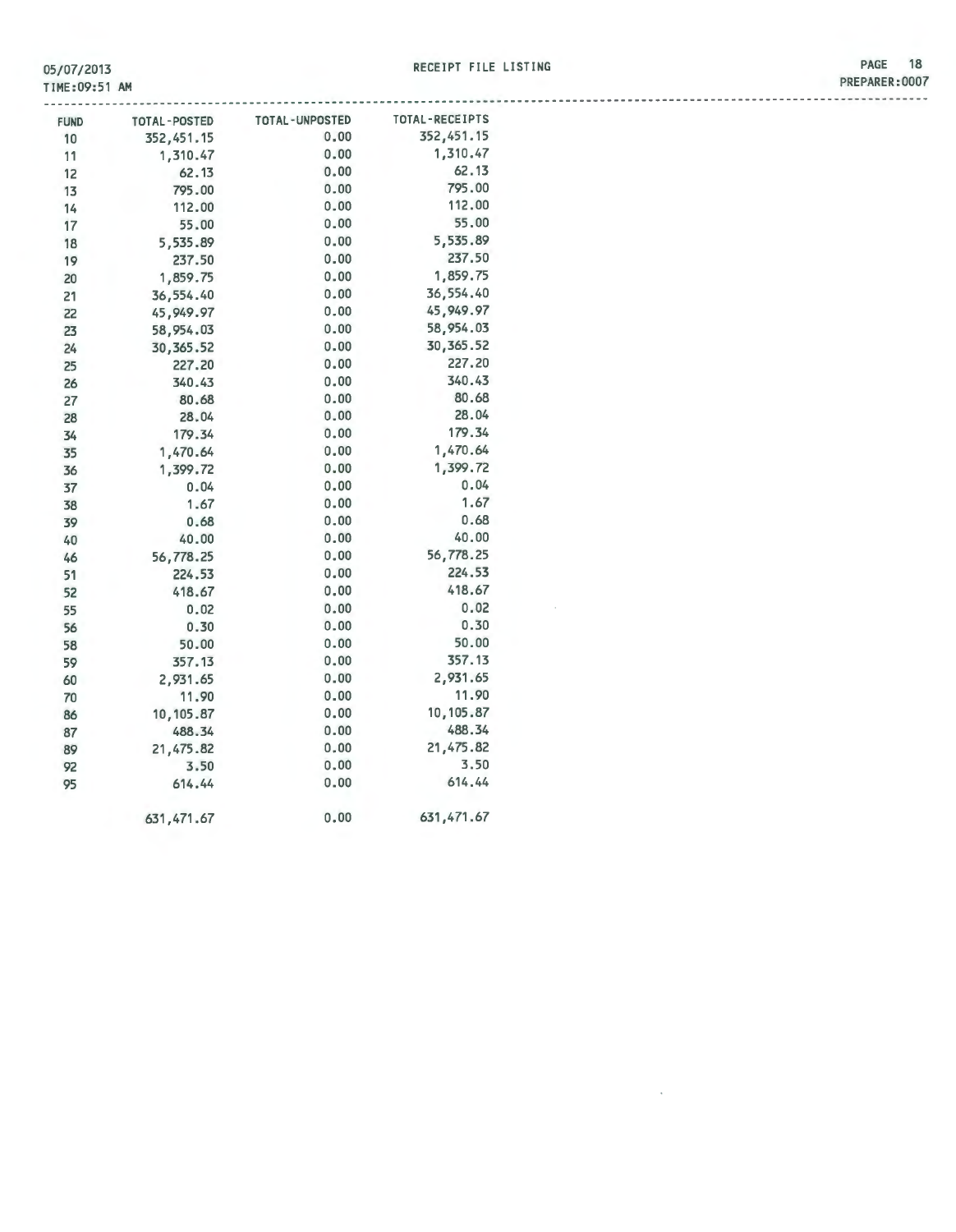05/07/2013
TIME:09:51 AM

RECEIPT FILE LISTING

PREPARER:0007

| FUND | TOTAL-POSTED | TOTAL-UNPOSTED | TOTAL-RECEIPTS |
|---|---|---|---|
| 10 | 352,451.15 | 0.00 | 352,451.15 |
| 11 | 1,310.47 | 0.00 | 1,310.47 |
| 12 | 62.13 | 0.00 | 62.13 |
| 13 | 795.00 | 0.00 | 795.00 |
| 14 | 112.00 | 0.00 | 112.00 |
| 17 | 55.00 | 0.00 | 55.00 |
| 18 | 5,535.89 | 0.00 | 5,535.89 |
| 19 | 237.50 | 0.00 | 237.50 |
| 20 | 1,859.75 | 0.00 | 1,859.75 |
| 21 | 36,554.40 | 0.00 | 36,554.40 |
| 22 | 45,949.97 | 0.00 | 45,949.97 |
| 23 | 58,954.03 | 0.00 | 58,954.03 |
| 24 | 30,365.52 | 0.00 | 30,365.52 |
| 25 | 227.20 | 0.00 | 227.20 |
| 26 | 340.43 | 0.00 | 340.43 |
| 27 | 80.68 | 0.00 | 80.68 |
| 28 | 28.04 | 0.00 | 28.04 |
| 34 | 179.34 | 0.00 | 179.34 |
| 35 | 1,470.64 | 0.00 | 1,470.64 |
| 36 | 1,399.72 | 0.00 | 1,399.72 |
| 37 | 0.04 | 0.00 | 0.04 |
| 38 | 1.67 | 0.00 | 1.67 |
| 39 | 0.68 | 0.00 | 0.68 |
| 40 | 40.00 | 0.00 | 40.00 |
| 46 | 56,778.25 | 0.00 | 56,778.25 |
| 51 | 224.53 | 0.00 | 224.53 |
| 52 | 418.67 | 0.00 | 418.67 |
| 55 | 0.02 | 0.00 | 0.02 |
| 56 | 0.30 | 0.00 | 0.30 |
| 58 | 50.00 | 0.00 | 50.00 |
| 59 | 357.13 | 0.00 | 357.13 |
| 60 | 2,931.65 | 0.00 | 2,931.65 |
| 70 | 11.90 | 0.00 | 11.90 |
| 86 | 10,105.87 | 0.00 | 10,105.87 |
| 87 | 488.34 | 0.00 | 488.34 |
| 89 | 21,475.82 | 0.00 | 21,475.82 |
| 92 | 3.50 | 0.00 | 3.50 |
| 95 | 614.44 | 0.00 | 614.44 |
| | 631,471.67 | 0.00 | 631,471.67 |